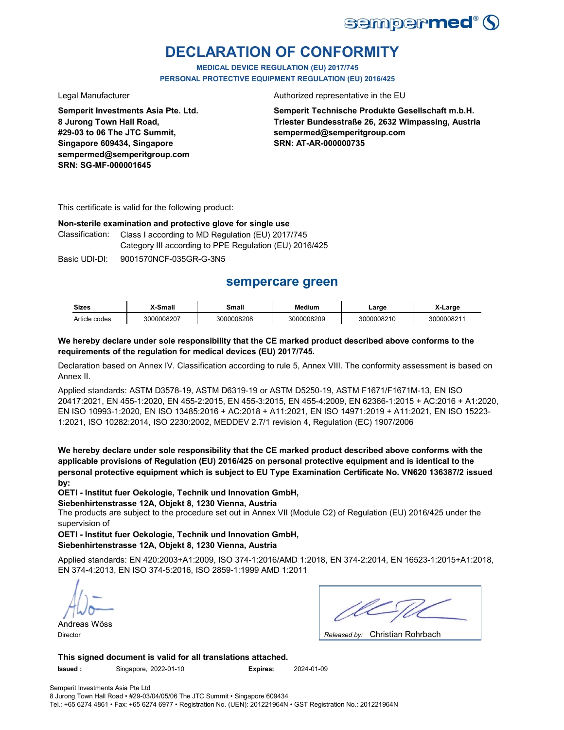sempermed®

# DECLARATION OF CONFORMITY

**MEDICAL DEVICE REGULATION (EU) 2017/745**
**PERSONAL PROTECTIVE EQUIPMENT REGULATION (EU) 2016/425**

Legal Manufacturer

**Semperit Investments Asia Pte. Ltd.**
**8 Jurong Town Hall Road,**
**#29-03 to 06 The JTC Summit,**
**Singapore 609434, Singapore**
**sempermed@semperitgroup.com**
**SRN: SG-MF-000001645**

Authorized representative in the EU

**Semperit Technische Produkte Gesellschaft m.b.H.**
**Triester Bundesstraße 26, 2632 Wimpassing, Austria**
**sempermed@semperitgroup.com**
**SRN: AT-AR-000000735**

This certificate is valid for the following product:

**Non-sterile examination and protective glove for single use**

Classification: Class I according to MD Regulation (EU) 2017/745
Category III according to PPE Regulation (EU) 2016/425

Basic UDI-DI: 9001570NCF-035GR-G-3N5

## sempercare green

| Sizes | X-Small | Small | Medium | Large | X-Large |
|---|---|---|---|---|---|
| Article codes | 3000008207 | 3000008208 | 3000008209 | 3000008210 | 3000008211 |

**We hereby declare under sole responsibility that the CE marked product described above conforms to the requirements of the regulation for medical devices (EU) 2017/745.**

Declaration based on Annex IV. Classification according to rule 5, Annex VIII. The conformity assessment is based on Annex II.

Applied standards: ASTM D3578-19, ASTM D6319-19 or ASTM D5250-19, ASTM F1671/F1671M-13, EN ISO 20417:2021, EN 455-1:2020, EN 455-2:2015, EN 455-3:2015, EN 455-4:2009, EN 62366-1:2015 + AC:2016 + A1:2020, EN ISO 10993-1:2020, EN ISO 13485:2016 + AC:2018 + A11:2021, EN ISO 14971:2019 + A11:2021, EN ISO 15223-1:2021, ISO 10282:2014, ISO 2230:2002, MEDDEV 2.7/1 revision 4, Regulation (EC) 1907/2006

**We hereby declare under sole responsibility that the CE marked product described above conforms with the applicable provisions of Regulation (EU) 2016/425 on personal protective equipment and is identical to the personal protective equipment which is subject to EU Type Examination Certificate No. VN620 136387/2 issued by:**

**OETI - Institut fuer Oekologie, Technik und Innovation GmbH,**
**Siebenhirtenstrasse 12A, Objekt 8, 1230 Vienna, Austria**

The products are subject to the procedure set out in Annex VII (Module C2) of Regulation (EU) 2016/425 under the supervision of

**OETI - Institut fuer Oekologie, Technik und Innovation GmbH,**
**Siebenhirtenstrasse 12A, Objekt 8, 1230 Vienna, Austria**

Applied standards: EN 420:2003+A1:2009, ISO 374-1:2016/AMD 1:2018, EN 374-2:2014, EN 16523-1:2015+A1:2018, EN 374-4:2013, EN ISO 374-5:2016, ISO 2859-1:1999 AMD 1:2011

Andreas Wöss
Director

*Released by:* Christian Rohrbach

**This signed document is valid for all translations attached.**

**Issued :** Singapore, 2022-01-10 **Expires:** 2024-01-09

Semperit Investments Asia Pte Ltd
8 Jurong Town Hall Road • #29-03/04/05/06 The JTC Summit • Singapore 609434
Tel.: +65 6274 4861 • Fax: +65 6274 6977 • Registration No. (UEN): 201221964N • GST Registration No.: 201221964N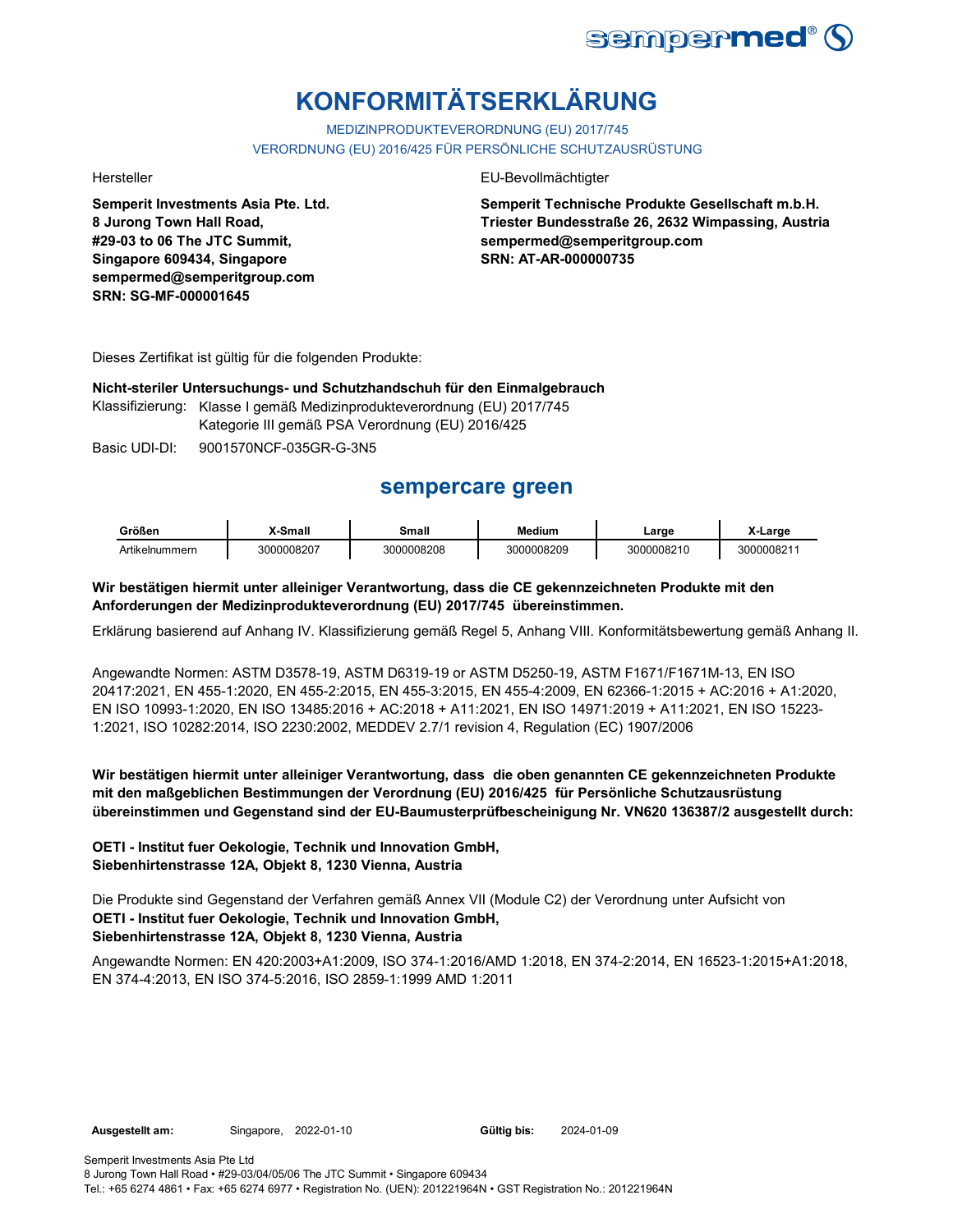# KONFORMITÄTSERKLÄRUNG

MEDIZINPRODUKTEVERORDNUNG (EU) 2017/745

VERORDNUNG (EU) 2016/425 FÜR PERSÖNLICHE SCHUTZAUSRÜSTUNG

Hersteller

**Semperit Investments Asia Pte. Ltd.**
**8 Jurong Town Hall Road,**
**#29-03 to 06 The JTC Summit,**
**Singapore 609434, Singapore**
**sempermed@semperitgroup.com**
**SRN: SG-MF-000001645**

EU-Bevollmächtigter

**Semperit Technische Produkte Gesellschaft m.b.H.**
**Triester Bundesstraße 26, 2632 Wimpassing, Austria**
**sempermed@semperitgroup.com**
**SRN: AT-AR-000000735**

Dieses Zertifikat ist gültig für die folgenden Produkte:

**Nicht-steriler Untersuchungs- und Schutzhandschuh für den Einmalgebrauch**

Klassifizierung: Klasse I gemäß Medizinprodukteverordnung (EU) 2017/745
Kategorie III gemäß PSA Verordnung (EU) 2016/425

Basic UDI-DI: 9001570NCF-035GR-G-3N5

## sempercare green

| Größen | X-Small | Small | Medium | Large | X-Large |
|---|---|---|---|---|---|
| Artikelnummern | 3000008207 | 3000008208 | 3000008209 | 3000008210 | 3000008211 |

**Wir bestätigen hiermit unter alleiniger Verantwortung, dass die CE gekennzeichneten Produkte mit den Anforderungen der Medizinprodukteverordnung (EU) 2017/745 übereinstimmen.**

Erklärung basierend auf Anhang IV. Klassifizierung gemäß Regel 5, Anhang VIII. Konformitätsbewertung gemäß Anhang II.

Angewandte Normen: ASTM D3578-19, ASTM D6319-19 or ASTM D5250-19, ASTM F1671/F1671M-13, EN ISO 20417:2021, EN 455-1:2020, EN 455-2:2015, EN 455-3:2015, EN 455-4:2009, EN 62366-1:2015 + AC:2016 + A1:2020, EN ISO 10993-1:2020, EN ISO 13485:2016 + AC:2018 + A11:2021, EN ISO 14971:2019 + A11:2021, EN ISO 15223-1:2021, ISO 10282:2014, ISO 2230:2002, MEDDEV 2.7/1 revision 4, Regulation (EC) 1907/2006

**Wir bestätigen hiermit unter alleiniger Verantwortung, dass die oben genannten CE gekennzeichneten Produkte mit den maßgeblichen Bestimmungen der Verordnung (EU) 2016/425 für Persönliche Schutzausrüstung übereinstimmen und Gegenstand sind der EU-Baumusterprüfbescheinigung Nr. VN620 136387/2 ausgestellt durch:**

**OETI - Institut fuer Oekologie, Technik und Innovation GmbH,**
**Siebenhirtenstrasse 12A, Objekt 8, 1230 Vienna, Austria**

Die Produkte sind Gegenstand der Verfahren gemäß Annex VII (Module C2) der Verordnung unter Aufsicht von
**OETI - Institut fuer Oekologie, Technik und Innovation GmbH,**
**Siebenhirtenstrasse 12A, Objekt 8, 1230 Vienna, Austria**

Angewandte Normen: EN 420:2003+A1:2009, ISO 374-1:2016/AMD 1:2018, EN 374-2:2014, EN 16523-1:2015+A1:2018, EN 374-4:2013, EN ISO 374-5:2016, ISO 2859-1:1999 AMD 1:2011

**Ausgestellt am:** Singapore, 2022-01-10 **Gültig bis:** 2024-01-09

Semperit Investments Asia Pte Ltd
8 Jurong Town Hall Road • #29-03/04/05/06 The JTC Summit • Singapore 609434
Tel.: +65 6274 4861 • Fax: +65 6274 6977 • Registration No. (UEN): 201221964N • GST Registration No.: 201221964N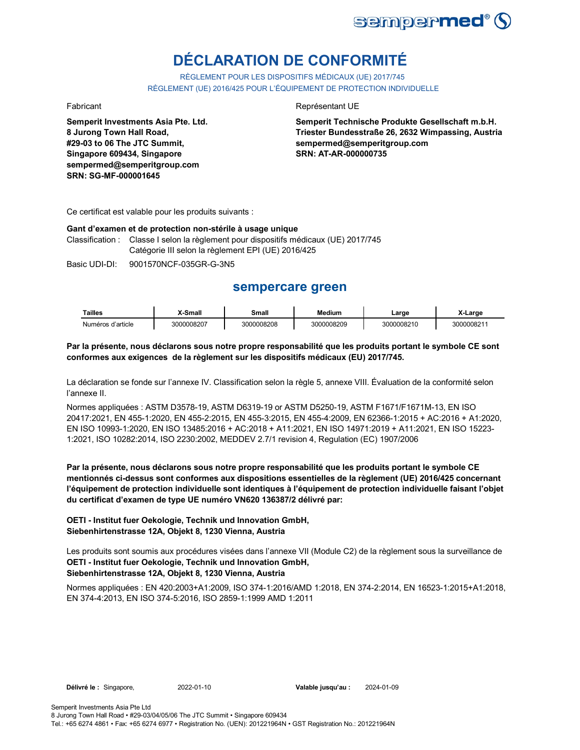# DÉCLARATION DE CONFORMITÉ

RÈGLEMENT POUR LES DISPOSITIFS MÉDICAUX (UE) 2017/745
RÈGLEMENT (UE) 2016/425 POUR L'ÉQUIPEMENT DE PROTECTION INDIVIDUELLE

Fabricant

**Semperit Investments Asia Pte. Ltd.**
**8 Jurong Town Hall Road,**
**#29-03 to 06 The JTC Summit,**
**Singapore 609434, Singapore**
**sempermed@semperitgroup.com**
**SRN: SG-MF-000001645**

Représentant UE

**Semperit Technische Produkte Gesellschaft m.b.H.**
**Triester Bundesstraße 26, 2632 Wimpassing, Austria**
**sempermed@semperitgroup.com**
**SRN: AT-AR-000000735**

Ce certificat est valable pour les produits suivants :

**Gant d'examen et de protection non-stérile à usage unique**

Classification : Classe I selon la règlement pour dispositifs médicaux (UE) 2017/745
Catégorie III selon la règlement EPI (UE) 2016/425

Basic UDI-DI: 9001570NCF-035GR-G-3N5

## sempercare green

| Tailles | X-Small | Small | Medium | Large | X-Large |
|---|---|---|---|---|---|
| Numéros d'article | 3000008207 | 3000008208 | 3000008209 | 3000008210 | 3000008211 |

**Par la présente, nous déclarons sous notre propre responsabilité que les produits portant le symbole CE sont conformes aux exigences de la règlement sur les dispositifs médicaux (EU) 2017/745.**

La déclaration se fonde sur l'annexe IV. Classification selon la règle 5, annexe VIII. Évaluation de la conformité selon l'annexe II.

Normes appliquées : ASTM D3578-19, ASTM D6319-19 or ASTM D5250-19, ASTM F1671/F1671M-13, EN ISO 20417:2021, EN 455-1:2020, EN 455-2:2015, EN 455-3:2015, EN 455-4:2009, EN 62366-1:2015 + AC:2016 + A1:2020, EN ISO 10993-1:2020, EN ISO 13485:2016 + AC:2018 + A11:2021, EN ISO 14971:2019 + A11:2021, EN ISO 15223-1:2021, ISO 10282:2014, ISO 2230:2002, MEDDEV 2.7/1 revision 4, Regulation (EC) 1907/2006

**Par la présente, nous déclarons sous notre propre responsabilité que les produits portant le symbole CE mentionnés ci-dessus sont conformes aux dispositions essentielles de la règlement (UE) 2016/425 concernant l'équipement de protection individuelle sont identiques à l'équipement de protection individuelle faisant l'objet du certificat d'examen de type UE numéro VN620 136387/2 délivré par:**

**OETI - Institut fuer Oekologie, Technik und Innovation GmbH,**
**Siebenhirtenstrasse 12A, Objekt 8, 1230 Vienna, Austria**

Les produits sont soumis aux procédures visées dans l'annexe VII (Module C2) de la règlement sous la surveillance de
**OETI - Institut fuer Oekologie, Technik und Innovation GmbH,**
**Siebenhirtenstrasse 12A, Objekt 8, 1230 Vienna, Austria**

Normes appliquées : EN 420:2003+A1:2009, ISO 374-1:2016/AMD 1:2018, EN 374-2:2014, EN 16523-1:2015+A1:2018, EN 374-4:2013, EN ISO 374-5:2016, ISO 2859-1:1999 AMD 1:2011

**Délivré le :** Singapore, 2022-01-10 **Valable jusqu'au :** 2024-01-09

Semperit Investments Asia Pte Ltd
8 Jurong Town Hall Road • #29-03/04/05/06 The JTC Summit • Singapore 609434
Tel.: +65 6274 4861 • Fax: +65 6274 6977 • Registration No. (UEN): 201221964N • GST Registration No.: 201221964N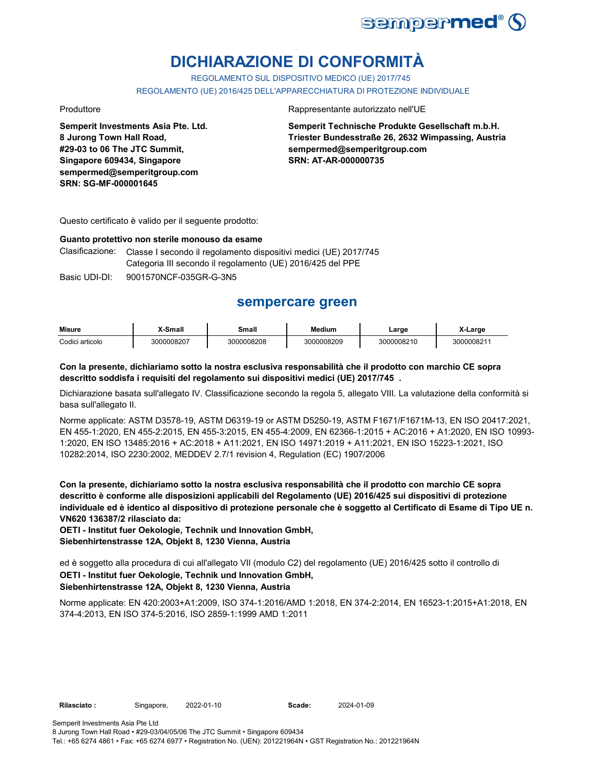# DICHIARAZIONE DI CONFORMITÀ

REGOLAMENTO SUL DISPOSITIVO MEDICO (UE) 2017/745

REGOLAMENTO (UE) 2016/425 DELL'APPARECCHIATURA DI PROTEZIONE INDIVIDUALE

Produttore

**Semperit Investments Asia Pte. Ltd.**
**8 Jurong Town Hall Road,**
**#29-03 to 06 The JTC Summit,**
**Singapore 609434, Singapore**
**sempermed@semperitgroup.com**
**SRN: SG-MF-000001645**

Rappresentante autorizzato nell'UE

**Semperit Technische Produkte Gesellschaft m.b.H.**
**Triester Bundesstraße 26, 2632 Wimpassing, Austria**
**sempermed@semperitgroup.com**
**SRN: AT-AR-000000735**

Questo certificato è valido per il seguente prodotto:

**Guanto protettivo non sterile monouso da esame**

Clasificazione: Classe I secondo il regolamento dispositivi medici (UE) 2017/745
Categoria III secondo il regolamento (UE) 2016/425 del PPE

Basic UDI-DI: 9001570NCF-035GR-G-3N5

## sempercare green

| Misure | X-Small | Small | Medium | Large | X-Large |
|---|---|---|---|---|---|
| Codici articolo | 3000008207 | 3000008208 | 3000008209 | 3000008210 | 3000008211 |

**Con la presente, dichiariamo sotto la nostra esclusiva responsabilità che il prodotto con marchio CE sopra descritto soddisfa i requisiti del regolamento sui dispositivi medici (UE) 2017/745 .**

Dichiarazione basata sull'allegato IV. Classificazione secondo la regola 5, allegato VIII. La valutazione della conformità si basa sull'allegato II.

Norme applicate: ASTM D3578-19, ASTM D6319-19 or ASTM D5250-19, ASTM F1671/F1671M-13, EN ISO 20417:2021, EN 455-1:2020, EN 455-2:2015, EN 455-3:2015, EN 455-4:2009, EN 62366-1:2015 + AC:2016 + A1:2020, EN ISO 10993-1:2020, EN ISO 13485:2016 + AC:2018 + A11:2021, EN ISO 14971:2019 + A11:2021, EN ISO 15223-1:2021, ISO 10282:2014, ISO 2230:2002, MEDDEV 2.7/1 revision 4, Regulation (EC) 1907/2006

**Con la presente, dichiariamo sotto la nostra esclusiva responsabilità che il prodotto con marchio CE sopra descritto è conforme alle disposizioni applicabili del Regolamento (UE) 2016/425 sui dispositivi di protezione individuale ed è identico al dispositivo di protezione personale che è soggetto al Certificato di Esame di Tipo UE n. VN620 136387/2 rilasciato da:**
**OETI - Institut fuer Oekologie, Technik und Innovation GmbH,**
**Siebenhirtenstrasse 12A, Objekt 8, 1230 Vienna, Austria**

ed è soggetto alla procedura di cui all'allegato VII (modulo C2) del regolamento (UE) 2016/425 sotto il controllo di
**OETI - Institut fuer Oekologie, Technik und Innovation GmbH,**
**Siebenhirtenstrasse 12A, Objekt 8, 1230 Vienna, Austria**

Norme applicate: EN 420:2003+A1:2009, ISO 374-1:2016/AMD 1:2018, EN 374-2:2014, EN 16523-1:2015+A1:2018, EN 374-4:2013, EN ISO 374-5:2016, ISO 2859-1:1999 AMD 1:2011

**Rilasciato :** Singapore, 2022-01-10 **Scade:** 2024-01-09

Semperit Investments Asia Pte Ltd
8 Jurong Town Hall Road • #29-03/04/05/06 The JTC Summit • Singapore 609434
Tel.: +65 6274 4861 • Fax: +65 6274 6977 • Registration No. (UEN): 201221964N • GST Registration No.: 201221964N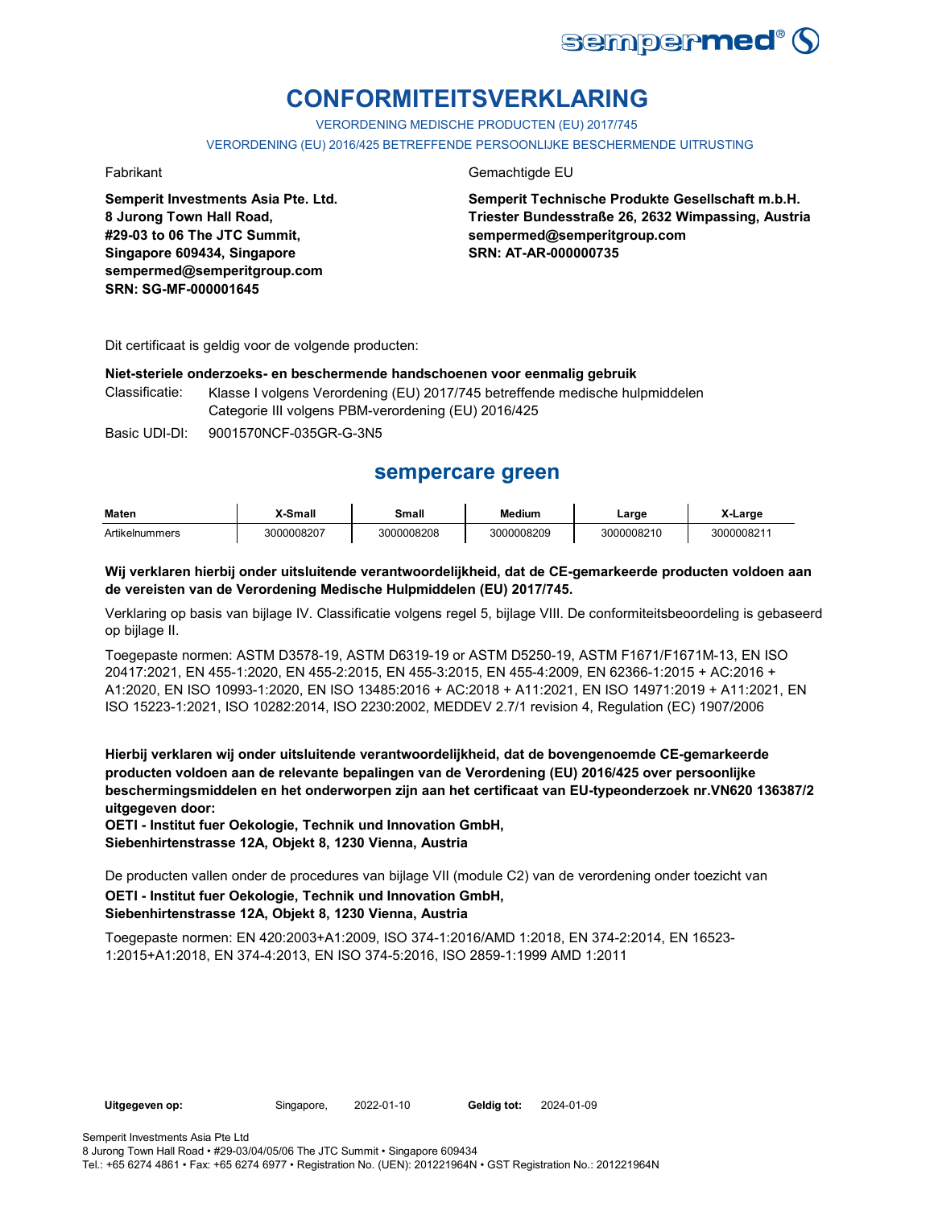# CONFORMITEITSVERKLARING

VERORDENING MEDISCHE PRODUCTEN (EU) 2017/745

VERORDENING (EU) 2016/425 BETREFFENDE PERSOONLIJKE BESCHERMENDE UITRUSTING

Fabrikant

**Semperit Investments Asia Pte. Ltd.**
**8 Jurong Town Hall Road,**
**#29-03 to 06 The JTC Summit,**
**Singapore 609434, Singapore**
**sempermed@semperitgroup.com**
**SRN: SG-MF-000001645**

Gemachtigde EU

**Semperit Technische Produkte Gesellschaft m.b.H.**
**Triester Bundesstraße 26, 2632 Wimpassing, Austria**
**sempermed@semperitgroup.com**
**SRN: AT-AR-000000735**

Dit certificaat is geldig voor de volgende producten:

**Niet-steriele onderzoeks- en beschermende handschoenen voor eenmalig gebruik**

Classificatie: Klasse I volgens Verordening (EU) 2017/745 betreffende medische hulpmiddelen
Categorie III volgens PBM-verordening (EU) 2016/425

Basic UDI-DI: 9001570NCF-035GR-G-3N5

## sempercare green

| Maten | X-Small | Small | Medium | Large | X-Large |
|---|---|---|---|---|---|
| Artikelnummers | 3000008207 | 3000008208 | 3000008209 | 3000008210 | 3000008211 |

**Wij verklaren hierbij onder uitsluitende verantwoordelijkheid, dat de CE-gemarkeerde producten voldoen aan de vereisten van de Verordening Medische Hulpmiddelen (EU) 2017/745.**

Verklaring op basis van bijlage IV. Classificatie volgens regel 5, bijlage VIII. De conformiteitsbeoordeling is gebaseerd op bijlage II.

Toegepaste normen: ASTM D3578-19, ASTM D6319-19 or ASTM D5250-19, ASTM F1671/F1671M-13, EN ISO 20417:2021, EN 455-1:2020, EN 455-2:2015, EN 455-3:2015, EN 455-4:2009, EN 62366-1:2015 + AC:2016 + A1:2020, EN ISO 10993-1:2020, EN ISO 13485:2016 + AC:2018 + A11:2021, EN ISO 14971:2019 + A11:2021, EN ISO 15223-1:2021, ISO 10282:2014, ISO 2230:2002, MEDDEV 2.7/1 revision 4, Regulation (EC) 1907/2006

**Hierbij verklaren wij onder uitsluitende verantwoordelijkheid, dat de bovengenoemde CE-gemarkeerde producten voldoen aan de relevante bepalingen van de Verordening (EU) 2016/425 over persoonlijke beschermingsmiddelen en het onderworpen zijn aan het certificaat van EU-typeonderzoek nr.VN620 136387/2 uitgegeven door:**
**OETI - Institut fuer Oekologie, Technik und Innovation GmbH,**
**Siebenhirtenstrasse 12A, Objekt 8, 1230 Vienna, Austria**

De producten vallen onder de procedures van bijlage VII (module C2) van de verordening onder toezicht van
**OETI - Institut fuer Oekologie, Technik und Innovation GmbH,**
**Siebenhirtenstrasse 12A, Objekt 8, 1230 Vienna, Austria**

Toegepaste normen: EN 420:2003+A1:2009, ISO 374-1:2016/AMD 1:2018, EN 374-2:2014, EN 16523-1:2015+A1:2018, EN 374-4:2013, EN ISO 374-5:2016, ISO 2859-1:1999 AMD 1:2011

**Uitgegeven op:** Singapore, 2022-01-10 **Geldig tot:** 2024-01-09

Semperit Investments Asia Pte Ltd
8 Jurong Town Hall Road • #29-03/04/05/06 The JTC Summit • Singapore 609434
Tel.: +65 6274 4861 • Fax: +65 6274 6977 • Registration No. (UEN): 201221964N • GST Registration No.: 201221964N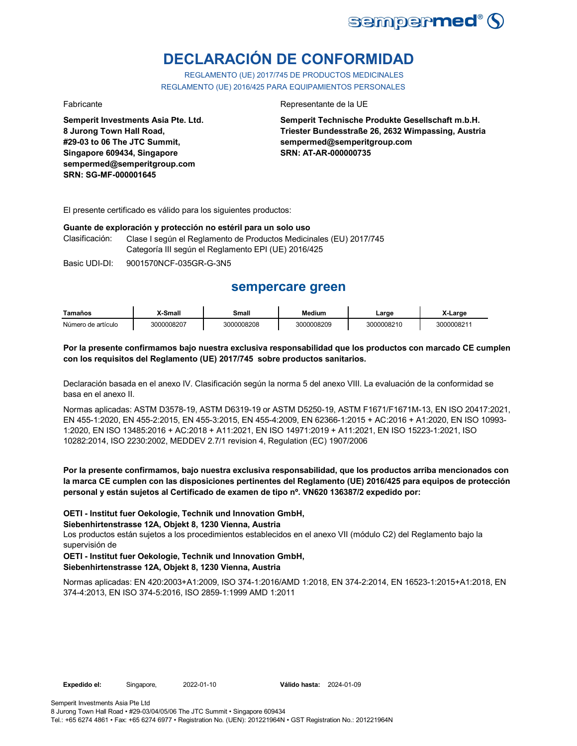# DECLARACIÓN DE CONFORMIDAD

REGLAMENTO (UE) 2017/745 DE PRODUCTOS MEDICINALES

REGLAMENTO (UE) 2016/425 PARA EQUIPAMIENTOS PERSONALES

Fabricante

**Semperit Investments Asia Pte. Ltd.**
**8 Jurong Town Hall Road,**
**#29-03 to 06 The JTC Summit,**
**Singapore 609434, Singapore**
**sempermed@semperitgroup.com**
**SRN: SG-MF-000001645**

Representante de la UE

**Semperit Technische Produkte Gesellschaft m.b.H.**
**Triester Bundesstraße 26, 2632 Wimpassing, Austria**
**sempermed@semperitgroup.com**
**SRN: AT-AR-000000735**

El presente certificado es válido para los siguientes productos:

**Guante de exploración y protección no estéril para un solo uso**

Clasificación: Clase I según el Reglamento de Productos Medicinales (EU) 2017/745
Categoría III según el Reglamento EPI (UE) 2016/425

Basic UDI-DI: 9001570NCF-035GR-G-3N5

## sempercare green

| Tamaños | X-Small | Small | Medium | Large | X-Large |
|---|---|---|---|---|---|
| Número de artículo | 3000008207 | 3000008208 | 3000008209 | 3000008210 | 3000008211 |

**Por la presente confirmamos bajo nuestra exclusiva responsabilidad que los productos con marcado CE cumplen con los requisitos del Reglamento (UE) 2017/745 sobre productos sanitarios.**

Declaración basada en el anexo IV. Clasificación según la norma 5 del anexo VIII. La evaluación de la conformidad se basa en el anexo II.

Normas aplicadas: ASTM D3578-19, ASTM D6319-19 or ASTM D5250-19, ASTM F1671/F1671M-13, EN ISO 20417:2021, EN 455-1:2020, EN 455-2:2015, EN 455-3:2015, EN 455-4:2009, EN 62366-1:2015 + AC:2016 + A1:2020, EN ISO 10993-1:2020, EN ISO 13485:2016 + AC:2018 + A11:2021, EN ISO 14971:2019 + A11:2021, EN ISO 15223-1:2021, ISO 10282:2014, ISO 2230:2002, MEDDEV 2.7/1 revision 4, Regulation (EC) 1907/2006

**Por la presente confirmamos, bajo nuestra exclusiva responsabilidad, que los productos arriba mencionados con la marca CE cumplen con las disposiciones pertinentes del Reglamento (UE) 2016/425 para equipos de protección personal y están sujetos al Certificado de examen de tipo nº. VN620 136387/2 expedido por:**

**OETI - Institut fuer Oekologie, Technik und Innovation GmbH,**
**Siebenhirtenstrasse 12A, Objekt 8, 1230 Vienna, Austria**

Los productos están sujetos a los procedimientos establecidos en el anexo VII (módulo C2) del Reglamento bajo la supervisión de

**OETI - Institut fuer Oekologie, Technik und Innovation GmbH,**
**Siebenhirtenstrasse 12A, Objekt 8, 1230 Vienna, Austria**

Normas aplicadas: EN 420:2003+A1:2009, ISO 374-1:2016/AMD 1:2018, EN 374-2:2014, EN 16523-1:2015+A1:2018, EN 374-4:2013, EN ISO 374-5:2016, ISO 2859-1:1999 AMD 1:2011

**Expedido el:** Singapore, 2022-01-10 **Válido hasta:** 2024-01-09

Semperit Investments Asia Pte Ltd
8 Jurong Town Hall Road • #29-03/04/05/06 The JTC Summit • Singapore 609434
Tel.: +65 6274 4861 • Fax: +65 6274 6977 • Registration No. (UEN): 201221964N • GST Registration No.: 201221964N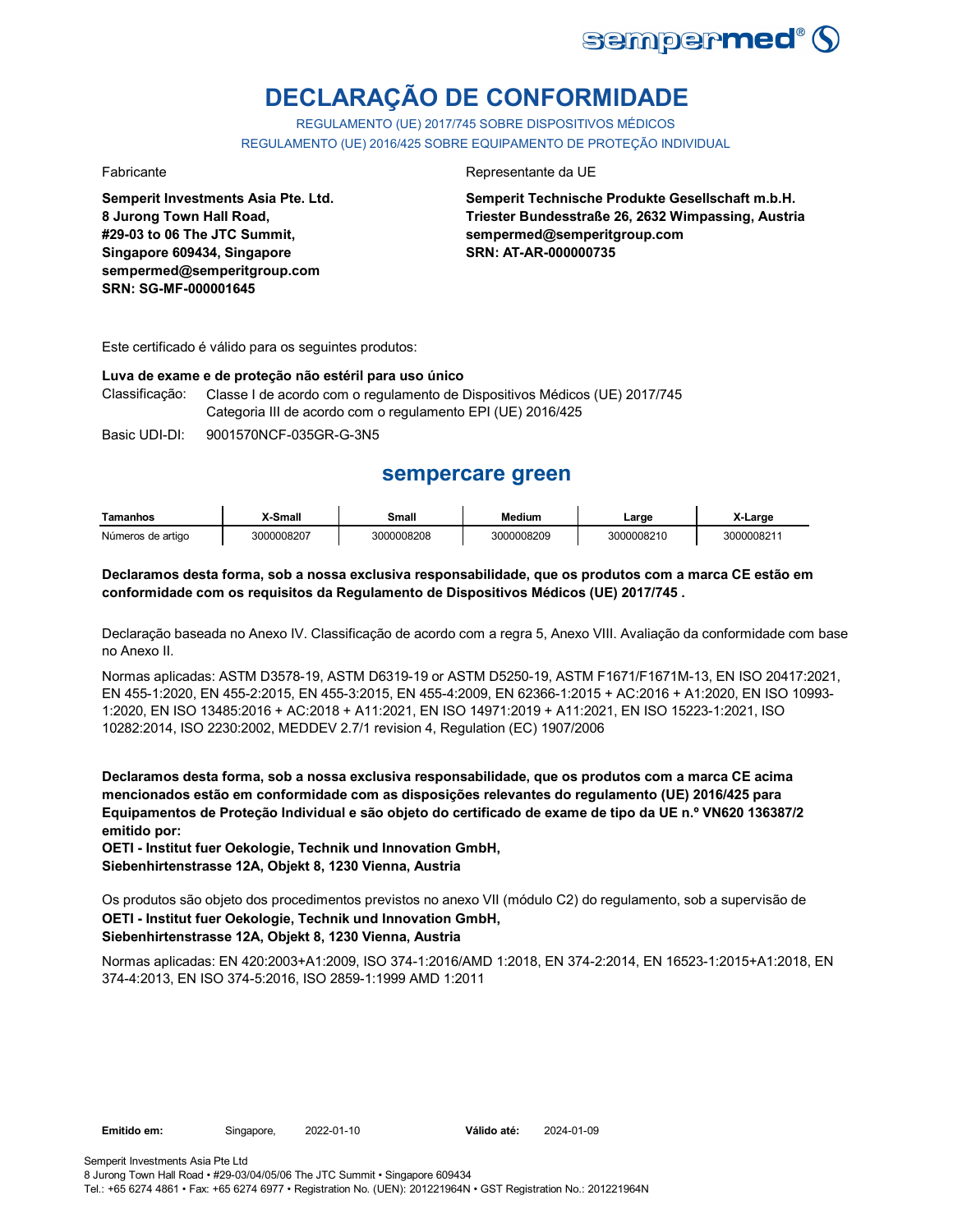# DECLARAÇÃO DE CONFORMIDADE

REGULAMENTO (UE) 2017/745 SOBRE DISPOSITIVOS MÉDICOS
REGULAMENTO (UE) 2016/425 SOBRE EQUIPAMENTO DE PROTEÇÃO INDIVIDUAL

Fabricante

**Semperit Investments Asia Pte. Ltd.**
**8 Jurong Town Hall Road,**
**#29-03 to 06 The JTC Summit,**
**Singapore 609434, Singapore**
**sempermed@semperitgroup.com**
**SRN: SG-MF-000001645**

Representante da UE

**Semperit Technische Produkte Gesellschaft m.b.H.**
**Triester Bundesstraße 26, 2632 Wimpassing, Austria**
**sempermed@semperitgroup.com**
**SRN: AT-AR-000000735**

Este certificado é válido para os seguintes produtos:

**Luva de exame e de proteção não estéril para uso único**

Classificação: Classe I de acordo com o regulamento de Dispositivos Médicos (UE) 2017/745
Categoria III de acordo com o regulamento EPI (UE) 2016/425

Basic UDI-DI: 9001570NCF-035GR-G-3N5

## sempercare green

| Tamanhos | X-Small | Small | Medium | Large | X-Large |
|---|---|---|---|---|---|
| Números de artigo | 3000008207 | 3000008208 | 3000008209 | 3000008210 | 3000008211 |

**Declaramos desta forma, sob a nossa exclusiva responsabilidade, que os produtos com a marca CE estão em conformidade com os requisitos da Regulamento de Dispositivos Médicos (UE) 2017/745 .**

Declaração baseada no Anexo IV. Classificação de acordo com a regra 5, Anexo VIII. Avaliação da conformidade com base no Anexo II.

Normas aplicadas: ASTM D3578-19, ASTM D6319-19 or ASTM D5250-19, ASTM F1671/F1671M-13, EN ISO 20417:2021, EN 455-1:2020, EN 455-2:2015, EN 455-3:2015, EN 455-4:2009, EN 62366-1:2015 + AC:2016 + A1:2020, EN ISO 10993-1:2020, EN ISO 13485:2016 + AC:2018 + A11:2021, EN ISO 14971:2019 + A11:2021, EN ISO 15223-1:2021, ISO 10282:2014, ISO 2230:2002, MEDDEV 2.7/1 revision 4, Regulation (EC) 1907/2006

**Declaramos desta forma, sob a nossa exclusiva responsabilidade, que os produtos com a marca CE acima mencionados estão em conformidade com as disposições relevantes do regulamento (UE) 2016/425 para Equipamentos de Proteção Individual e são objeto do certificado de exame de tipo da UE n.º VN620 136387/2 emitido por:**
**OETI - Institut fuer Oekologie, Technik und Innovation GmbH,**
**Siebenhirtenstrasse 12A, Objekt 8, 1230 Vienna, Austria**

Os produtos são objeto dos procedimentos previstos no anexo VII (módulo C2) do regulamento, sob a supervisão de
**OETI - Institut fuer Oekologie, Technik und Innovation GmbH,**
**Siebenhirtenstrasse 12A, Objekt 8, 1230 Vienna, Austria**

Normas aplicadas: EN 420:2003+A1:2009, ISO 374-1:2016/AMD 1:2018, EN 374-2:2014, EN 16523-1:2015+A1:2018, EN 374-4:2013, EN ISO 374-5:2016, ISO 2859-1:1999 AMD 1:2011

**Emitido em:** Singapore, 2022-01-10 **Válido até:** 2024-01-09

Semperit Investments Asia Pte Ltd
8 Jurong Town Hall Road • #29-03/04/05/06 The JTC Summit • Singapore 609434
Tel.: +65 6274 4861 • Fax: +65 6274 6977 • Registration No. (UEN): 201221964N • GST Registration No.: 201221964N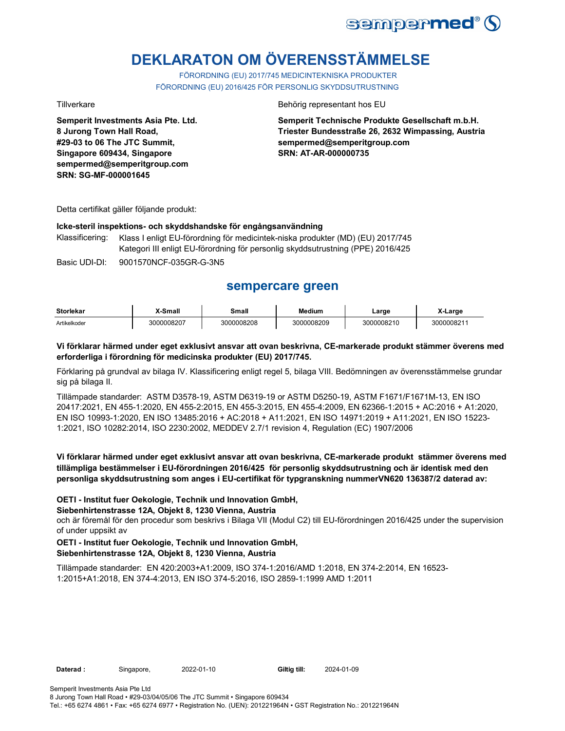# DEKLARATON OM ÖVERENSSTÄMMELSE

FÖRORDNING (EU) 2017/745 MEDICINTEKNISKA PRODUKTER
FÖRORDNING (EU) 2016/425 FÖR PERSONLIG SKYDDSUTRUSTNING

Tillverkare

**Semperit Investments Asia Pte. Ltd.**
**8 Jurong Town Hall Road,**
**#29-03 to 06 The JTC Summit,**
**Singapore 609434, Singapore**
**sempermed@semperitgroup.com**
**SRN: SG-MF-000001645**

Behörig representant hos EU

**Semperit Technische Produkte Gesellschaft m.b.H.**
**Triester Bundesstraße 26, 2632 Wimpassing, Austria**
**sempermed@semperitgroup.com**
**SRN: AT-AR-000000735**

Detta certifikat gäller följande produkt:

**Icke-steril inspektions- och skyddshandske för engångsanvändning**

Klassificering: Klass I enligt EU-förordning för medicintek-niska produkter (MD) (EU) 2017/745
Kategori III enligt EU-förordning för personlig skyddsutrustning (PPE) 2016/425

Basic UDI-DI: 9001570NCF-035GR-G-3N5

## sempercare green

| Storlekar | X-Small | Small | Medium | Large | X-Large |
|---|---|---|---|---|---|
| Artikelkoder | 3000008207 | 3000008208 | 3000008209 | 3000008210 | 3000008211 |

**Vi förklarar härmed under eget exklusivt ansvar att ovan beskrivna, CE-markerade produkt stämmer överens med erforderliga i förordning för medicinska produkter (EU) 2017/745.**

Förklaring på grundval av bilaga IV. Klassificering enligt regel 5, bilaga VIII. Bedömningen av överensstämmelse grundar sig på bilaga II.

Tillämpade standarder: ASTM D3578-19, ASTM D6319-19 or ASTM D5250-19, ASTM F1671/F1671M-13, EN ISO 20417:2021, EN 455-1:2020, EN 455-2:2015, EN 455-3:2015, EN 455-4:2009, EN 62366-1:2015 + AC:2016 + A1:2020, EN ISO 10993-1:2020, EN ISO 13485:2016 + AC:2018 + A11:2021, EN ISO 14971:2019 + A11:2021, EN ISO 15223-1:2021, ISO 10282:2014, ISO 2230:2002, MEDDEV 2.7/1 revision 4, Regulation (EC) 1907/2006

**Vi förklarar härmed under eget exklusivt ansvar att ovan beskrivna, CE-markerade produkt stämmer överens med tillämpliga bestämmelser i EU-förordningen 2016/425 för personlig skyddsutrustning och är identisk med den personliga skyddsutrustning som anges i EU-certifikat för typgranskning nummerVN620 136387/2 daterad av:**

**OETI - Institut fuer Oekologie, Technik und Innovation GmbH,**
**Siebenhirtenstrasse 12A, Objekt 8, 1230 Vienna, Austria**
och är föremål för den procedur som beskrivs i Bilaga VII (Modul C2) till EU-förordningen 2016/425 under the supervision of under uppsikt av

**OETI - Institut fuer Oekologie, Technik und Innovation GmbH,**
**Siebenhirtenstrasse 12A, Objekt 8, 1230 Vienna, Austria**

Tillämpade standarder: EN 420:2003+A1:2009, ISO 374-1:2016/AMD 1:2018, EN 374-2:2014, EN 16523-1:2015+A1:2018, EN 374-4:2013, EN ISO 374-5:2016, ISO 2859-1:1999 AMD 1:2011

**Daterad :** Singapore, 2022-01-10 **Giltig till:** 2024-01-09

Semperit Investments Asia Pte Ltd
8 Jurong Town Hall Road • #29-03/04/05/06 The JTC Summit • Singapore 609434
Tel.: +65 6274 4861 • Fax: +65 6274 6977 • Registration No. (UEN): 201221964N • GST Registration No.: 201221964N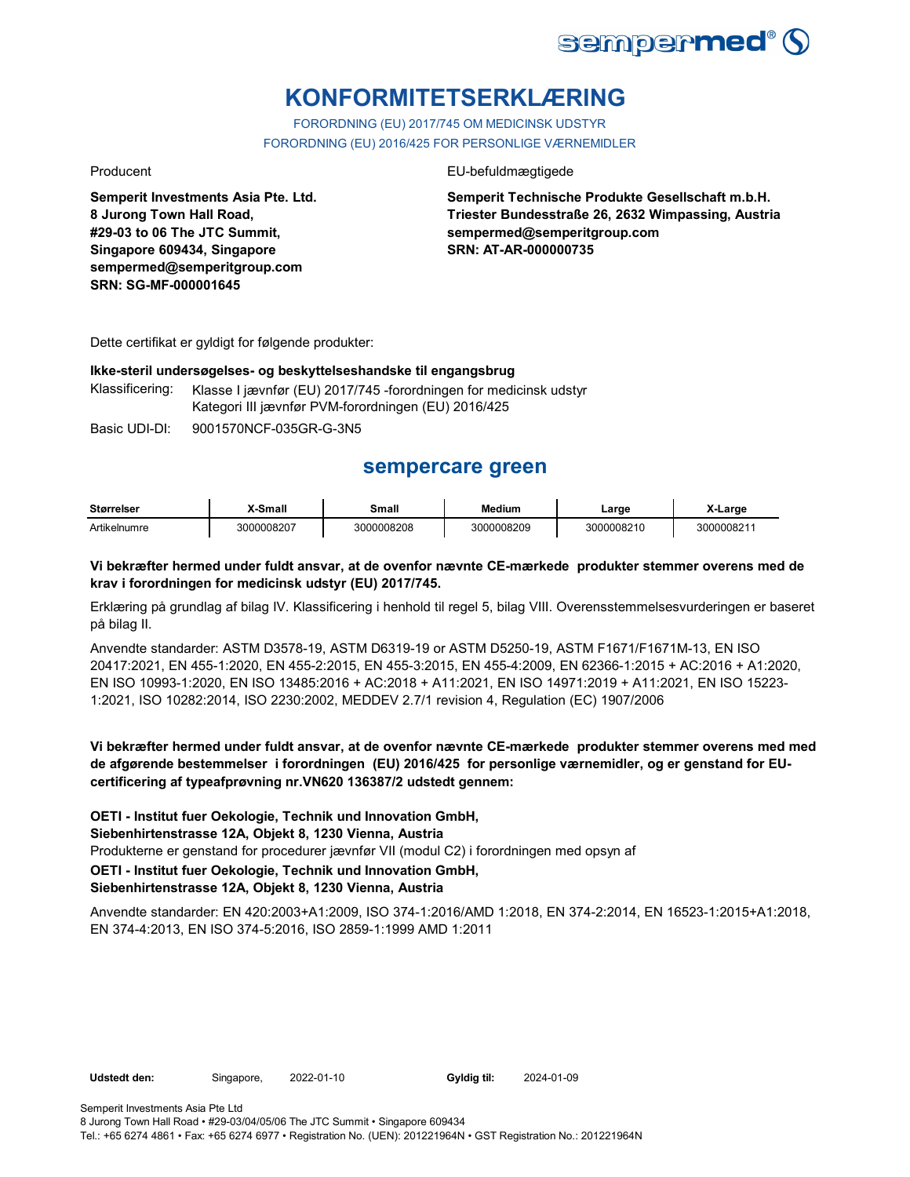# KONFORMITETSERKLÆRING

FORORDNING (EU) 2017/745 OM MEDICINSK UDSTYR
FORORDNING (EU) 2016/425 FOR PERSONLIGE VÆRNEMIDLER

Producent

**Semperit Investments Asia Pte. Ltd.**
**8 Jurong Town Hall Road,**
**#29-03 to 06 The JTC Summit,**
**Singapore 609434, Singapore**
**sempermed@semperitgroup.com**
**SRN: SG-MF-000001645**

EU-befuldmægtigede

**Semperit Technische Produkte Gesellschaft m.b.H.**
**Triester Bundesstraße 26, 2632 Wimpassing, Austria**
**sempermed@semperitgroup.com**
**SRN: AT-AR-000000735**

Dette certifikat er gyldigt for følgende produkter:

**Ikke-steril undersøgelses- og beskyttelseshandske til engangsbrug**

Klassificering: Klasse I jævnfør (EU) 2017/745 -forordningen for medicinsk udstyr
Kategori III jævnfør PVM-forordningen (EU) 2016/425

Basic UDI-DI: 9001570NCF-035GR-G-3N5

## sempercare green

| Størrelser | X-Small | Small | Medium | Large | X-Large |
|---|---|---|---|---|---|
| Artikelnumre | 3000008207 | 3000008208 | 3000008209 | 3000008210 | 3000008211 |

**Vi bekræfter hermed under fuldt ansvar, at de ovenfor nævnte CE-mærkede produkter stemmer overens med de krav i forordningen for medicinsk udstyr (EU) 2017/745.**

Erklæring på grundlag af bilag IV. Klassificering i henhold til regel 5, bilag VIII. Overensstemmelsesvurderingen er baseret på bilag II.

Anvendte standarder: ASTM D3578-19, ASTM D6319-19 or ASTM D5250-19, ASTM F1671/F1671M-13, EN ISO 20417:2021, EN 455-1:2020, EN 455-2:2015, EN 455-3:2015, EN 455-4:2009, EN 62366-1:2015 + AC:2016 + A1:2020, EN ISO 10993-1:2020, EN ISO 13485:2016 + AC:2018 + A11:2021, EN ISO 14971:2019 + A11:2021, EN ISO 15223-1:2021, ISO 10282:2014, ISO 2230:2002, MEDDEV 2.7/1 revision 4, Regulation (EC) 1907/2006

**Vi bekræfter hermed under fuldt ansvar, at de ovenfor nævnte CE-mærkede produkter stemmer overens med med de afgørende bestemmelser i forordningen (EU) 2016/425 for personlige værnemidler, og er genstand for EU-certificering af typeafprøvning nr.VN620 136387/2 udstedt gennem:**

**OETI - Institut fuer Oekologie, Technik und Innovation GmbH,**
**Siebenhirtenstrasse 12A, Objekt 8, 1230 Vienna, Austria**
Produkterne er genstand for procedurer jævnfør VII (modul C2) i forordningen med opsyn af
**OETI - Institut fuer Oekologie, Technik und Innovation GmbH,**
**Siebenhirtenstrasse 12A, Objekt 8, 1230 Vienna, Austria**

Anvendte standarder: EN 420:2003+A1:2009, ISO 374-1:2016/AMD 1:2018, EN 374-2:2014, EN 16523-1:2015+A1:2018, EN 374-4:2013, EN ISO 374-5:2016, ISO 2859-1:1999 AMD 1:2011

**Udstedt den:** Singapore, 2022-01-10 **Gyldig til:** 2024-01-09

Semperit Investments Asia Pte Ltd
8 Jurong Town Hall Road • #29-03/04/05/06 The JTC Summit • Singapore 609434
Tel.: +65 6274 4861 • Fax: +65 6274 6977 • Registration No. (UEN): 201221964N • GST Registration No.: 201221964N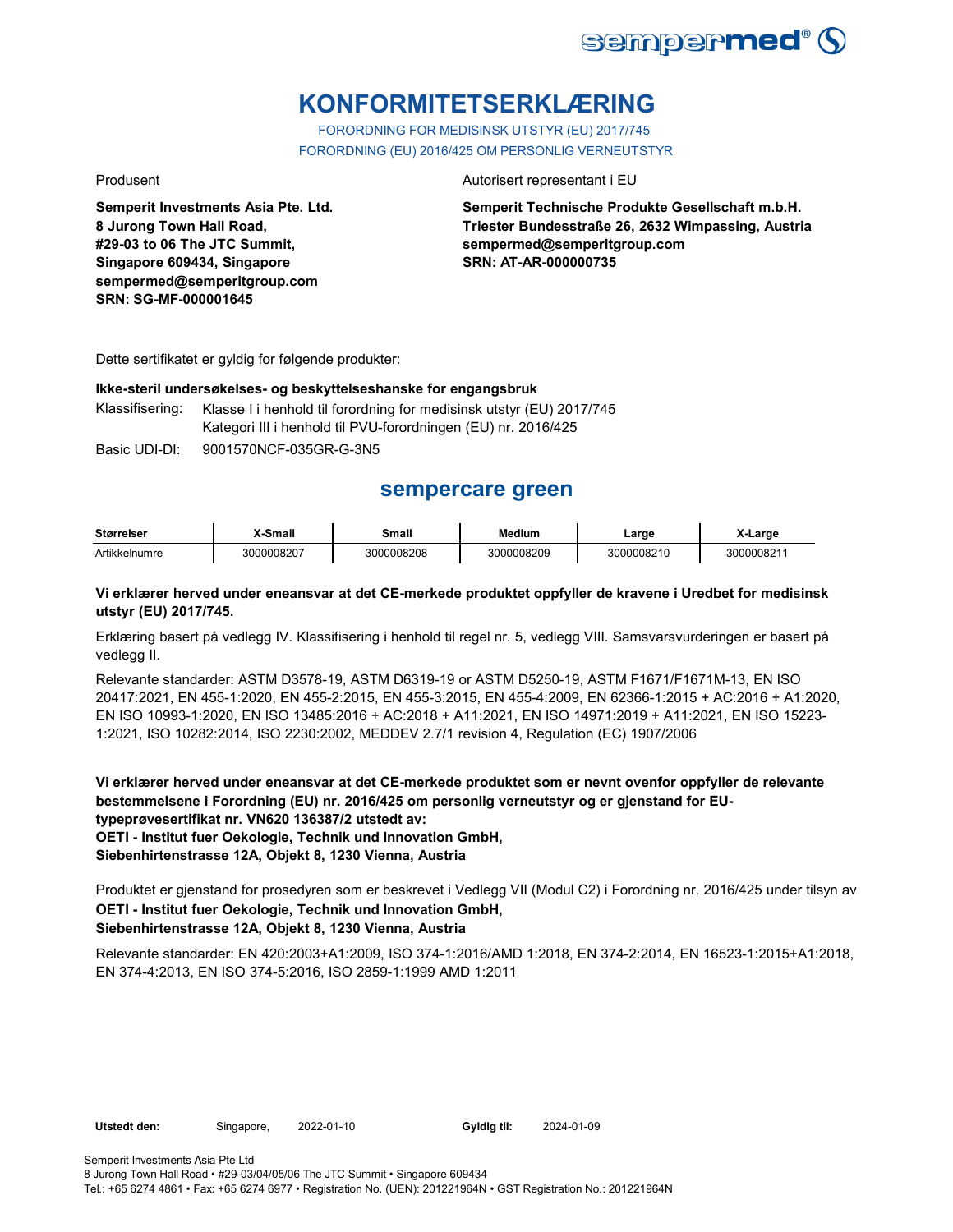# KONFORMITETSERKLÆRING

FORORDNING FOR MEDISINSK UTSTYR (EU) 2017/745

FORORDNING (EU) 2016/425 OM PERSONLIG VERNEUTSTYR

Produsent

**Semperit Investments Asia Pte. Ltd.**
**8 Jurong Town Hall Road,**
**#29-03 to 06 The JTC Summit,**
**Singapore 609434, Singapore**
**sempermed@semperitgroup.com**
**SRN: SG-MF-000001645**

Autorisert representant i EU

**Semperit Technische Produkte Gesellschaft m.b.H.**
**Triester Bundesstraße 26, 2632 Wimpassing, Austria**
**sempermed@semperitgroup.com**
**SRN: AT-AR-000000735**

Dette sertifikatet er gyldig for følgende produkter:

**Ikke-steril undersøkelses- og beskyttelseshanske for engangsbruk**

Klassifisering: Klasse I i henhold til forordning for medisinsk utstyr (EU) 2017/745
Kategori III i henhold til PVU-forordningen (EU) nr. 2016/425

Basic UDI-DI: 9001570NCF-035GR-G-3N5

## sempercare green

| Størrelser | X-Small | Small | Medium | Large | X-Large |
|---|---|---|---|---|---|
| Artikkelnumre | 3000008207 | 3000008208 | 3000008209 | 3000008210 | 3000008211 |

**Vi erklærer herved under eneansvar at det CE-merkede produktet oppfyller de kravene i Uredbet for medisinsk utstyr (EU) 2017/745.**

Erklæring basert på vedlegg IV. Klassifisering i henhold til regel nr. 5, vedlegg VIII. Samsvarsvurderingen er basert på vedlegg II.

Relevante standarder: ASTM D3578-19, ASTM D6319-19 or ASTM D5250-19, ASTM F1671/F1671M-13, EN ISO 20417:2021, EN 455-1:2020, EN 455-2:2015, EN 455-3:2015, EN 455-4:2009, EN 62366-1:2015 + AC:2016 + A1:2020, EN ISO 10993-1:2020, EN ISO 13485:2016 + AC:2018 + A11:2021, EN ISO 14971:2019 + A11:2021, EN ISO 15223-1:2021, ISO 10282:2014, ISO 2230:2002, MEDDEV 2.7/1 revision 4, Regulation (EC) 1907/2006

**Vi erklærer herved under eneansvar at det CE-merkede produktet som er nevnt ovenfor oppfyller de relevante bestemmelsene i Forordning (EU) nr. 2016/425 om personlig verneutstyr og er gjenstand for EU-typeprøvesertifikat nr. VN620 136387/2 utstedt av:**
**OETI - Institut fuer Oekologie, Technik und Innovation GmbH,**
**Siebenhirtenstrasse 12A, Objekt 8, 1230 Vienna, Austria**

Produktet er gjenstand for prosedyren som er beskrevet i Vedlegg VII (Modul C2) i Forordning nr. 2016/425 under tilsyn av
**OETI - Institut fuer Oekologie, Technik und Innovation GmbH,**
**Siebenhirtenstrasse 12A, Objekt 8, 1230 Vienna, Austria**

Relevante standarder: EN 420:2003+A1:2009, ISO 374-1:2016/AMD 1:2018, EN 374-2:2014, EN 16523-1:2015+A1:2018, EN 374-4:2013, EN ISO 374-5:2016, ISO 2859-1:1999 AMD 1:2011

**Utstedt den:** Singapore, 2022-01-10 **Gyldig til:** 2024-01-09

Semperit Investments Asia Pte Ltd
8 Jurong Town Hall Road • #29-03/04/05/06 The JTC Summit • Singapore 609434
Tel.: +65 6274 4861 • Fax: +65 6274 6977 • Registration No. (UEN): 201221964N • GST Registration No.: 201221964N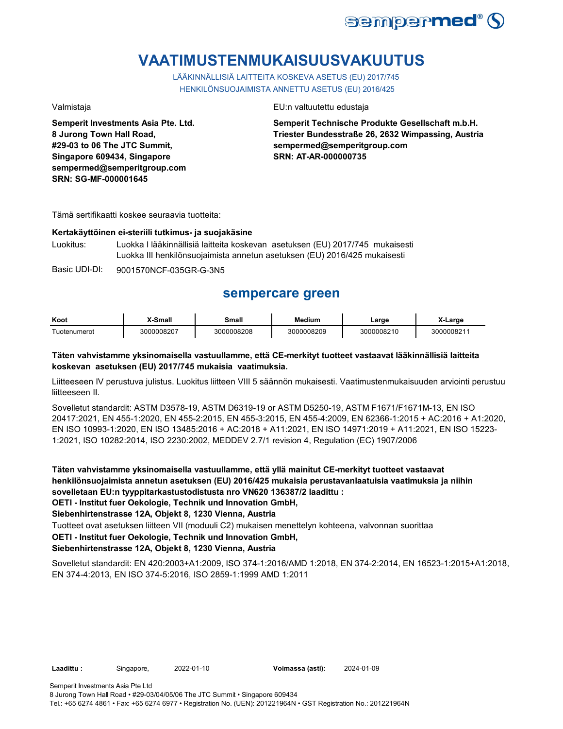# VAATIMUSTENMUKAISUUSVAKUUTUS

LÄÄKINNÄLLISIÄ LAITTEITA KOSKEVA ASETUS (EU) 2017/745
HENKILÖNSUOJAIMISTA ANNETTU ASETUS (EU) 2016/425

Valmistaja

**Semperit Investments Asia Pte. Ltd.**
**8 Jurong Town Hall Road,**
**#29-03 to 06 The JTC Summit,**
**Singapore 609434, Singapore**
**sempermed@semperitgroup.com**
**SRN: SG-MF-000001645**

EU:n valtuutettu edustaja

**Semperit Technische Produkte Gesellschaft m.b.H.**
**Triester Bundesstraße 26, 2632 Wimpassing, Austria**
**sempermed@semperitgroup.com**
**SRN: AT-AR-000000735**

Tämä sertifikaatti koskee seuraavia tuotteita:

**Kertakäyttöinen ei-steriili tutkimus- ja suojakäsine**

Luokitus: Luokka I lääkinnällisiä laitteita koskevan asetuksen (EU) 2017/745 mukaisesti
Luokka III henkilönsuojaimista annetun asetuksen (EU) 2016/425 mukaisesti

Basic UDI-DI: 9001570NCF-035GR-G-3N5

## sempercare green

| Koot | X-Small | Small | Medium | Large | X-Large |
|---|---|---|---|---|---|
| Tuotenumerot | 3000008207 | 3000008208 | 3000008209 | 3000008210 | 3000008211 |

**Täten vahvistamme yksinomaisella vastuullamme, että CE-merkityt tuotteet vastaavat lääkinnällisiä laitteita koskevan asetuksen (EU) 2017/745 mukaisia vaatimuksia.**

Liitteeseen IV perustuva julistus. Luokitus liitteen VIII 5 säännön mukaisesti. Vaatimustenmukaisuuden arviointi perustuu liitteeseen II.

Sovelletut standardit: ASTM D3578-19, ASTM D6319-19 or ASTM D5250-19, ASTM F1671/F1671M-13, EN ISO 20417:2021, EN 455-1:2020, EN 455-2:2015, EN 455-3:2015, EN 455-4:2009, EN 62366-1:2015 + AC:2016 + A1:2020, EN ISO 10993-1:2020, EN ISO 13485:2016 + AC:2018 + A11:2021, EN ISO 14971:2019 + A11:2021, EN ISO 15223-1:2021, ISO 10282:2014, ISO 2230:2002, MEDDEV 2.7/1 revision 4, Regulation (EC) 1907/2006

**Täten vahvistamme yksinomaisella vastuullamme, että yllä mainitut CE-merkityt tuotteet vastaavat henkilönsuojaimista annetun asetuksen (EU) 2016/425 mukaisia perustavanlaatuisia vaatimuksia ja niihin sovelletaan EU:n tyyppitarkastustodistusta nro VN620 136387/2 laadittu :**
**OETI - Institut fuer Oekologie, Technik und Innovation GmbH,**
**Siebenhirtenstrasse 12A, Objekt 8, 1230 Vienna, Austria**

Tuotteet ovat asetuksen liitteen VII (moduuli C2) mukaisen menettelyn kohteena, valvonnan suorittaa
**OETI - Institut fuer Oekologie, Technik und Innovation GmbH,**
**Siebenhirtenstrasse 12A, Objekt 8, 1230 Vienna, Austria**

Sovelletut standardit: EN 420:2003+A1:2009, ISO 374-1:2016/AMD 1:2018, EN 374-2:2014, EN 16523-1:2015+A1:2018, EN 374-4:2013, EN ISO 374-5:2016, ISO 2859-1:1999 AMD 1:2011

**Laadittu :** Singapore, 2022-01-10 **Voimassa (asti):** 2024-01-09

Semperit Investments Asia Pte Ltd
8 Jurong Town Hall Road • #29-03/04/05/06 The JTC Summit • Singapore 609434
Tel.: +65 6274 4861 • Fax: +65 6274 6977 • Registration No. (UEN): 201221964N • GST Registration No.: 201221964N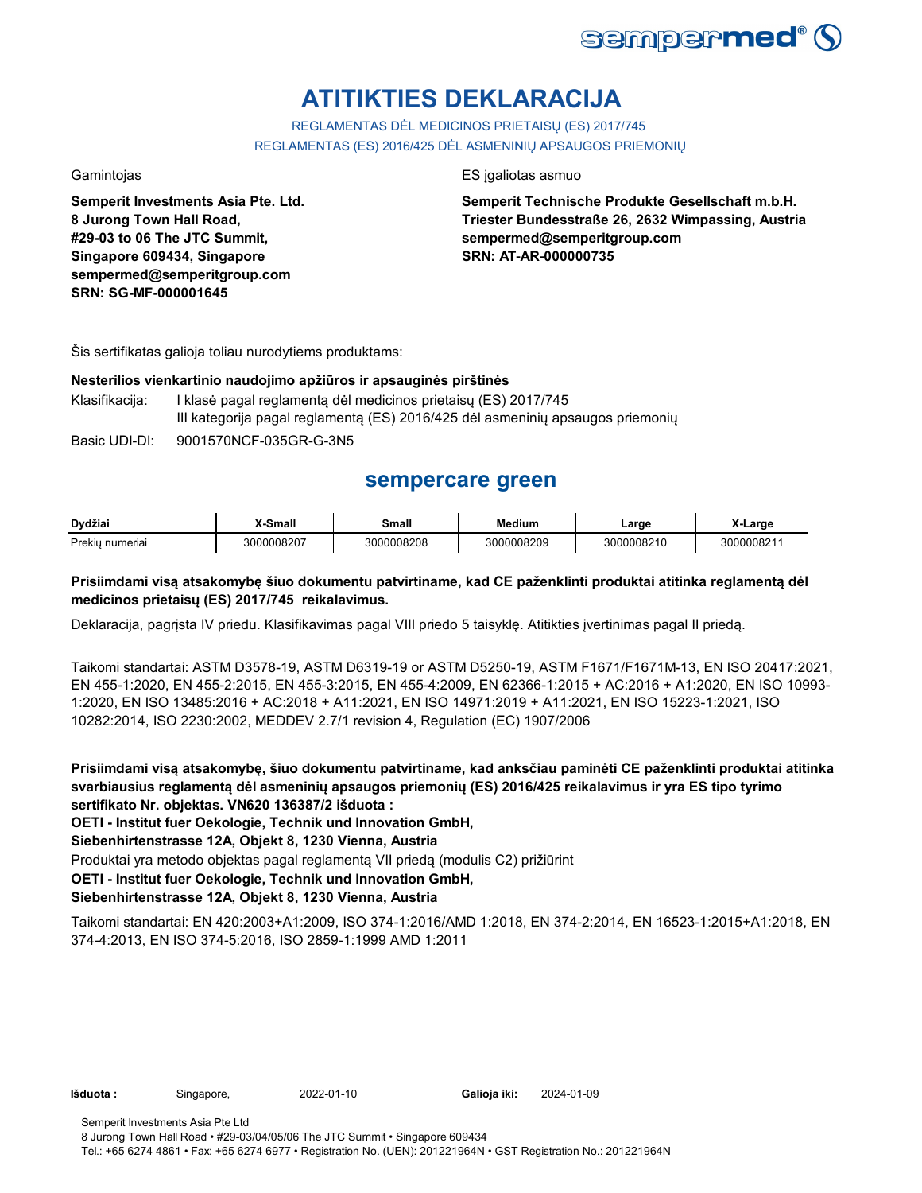# ATITIKTIES DEKLARACIJA

REGLAMENTAS DĖL MEDICINOS PRIETAISŲ (ES) 2017/745
REGLAMENTAS (ES) 2016/425 DĖL ASMENINIŲ APSAUGOS PRIEMONIŲ

Gamintojas

**Semperit Investments Asia Pte. Ltd.**
**8 Jurong Town Hall Road,**
**#29-03 to 06 The JTC Summit,**
**Singapore 609434, Singapore**
**sempermed@semperitgroup.com**
**SRN: SG-MF-000001645**

ES įgaliotas asmuo

**Semperit Technische Produkte Gesellschaft m.b.H.**
**Triester Bundesstraße 26, 2632 Wimpassing, Austria**
**sempermed@semperitgroup.com**
**SRN: AT-AR-000000735**

Šis sertifikatas galioja toliau nurodytiems produktams:

**Nesterilios vienkartinio naudojimo apžiūros ir apsauginės pirštinės**

Klasifikacija: I klasė pagal reglamentą dėl medicinos prietaisų (ES) 2017/745
III kategorija pagal reglamentą (ES) 2016/425 dėl asmeninių apsaugos priemonių

Basic UDI-DI: 9001570NCF-035GR-G-3N5

## sempercare green

| Dydžiai | X-Small | Small | Medium | Large | X-Large |
|---|---|---|---|---|---|
| Prekių numeriai | 3000008207 | 3000008208 | 3000008209 | 3000008210 | 3000008211 |

**Prisiimdami visą atsakomybę šiuo dokumentu patvirtiname, kad CE paženklinti produktai atitinka reglamentą dėl medicinos prietaisų (ES) 2017/745 reikalavimus.**

Deklaracija, pagrįsta IV priedu. Klasifikavimas pagal VIII priedo 5 taisyklę. Atitikties įvertinimas pagal II priedą.

Taikomi standartai: ASTM D3578-19, ASTM D6319-19 or ASTM D5250-19, ASTM F1671/F1671M-13, EN ISO 20417:2021, EN 455-1:2020, EN 455-2:2015, EN 455-3:2015, EN 455-4:2009, EN 62366-1:2015 + AC:2016 + A1:2020, EN ISO 10993-1:2020, EN ISO 13485:2016 + AC:2018 + A11:2021, EN ISO 14971:2019 + A11:2021, EN ISO 15223-1:2021, ISO 10282:2014, ISO 2230:2002, MEDDEV 2.7/1 revision 4, Regulation (EC) 1907/2006

**Prisiimdami visą atsakomybę, šiuo dokumentu patvirtiname, kad anksčiau paminėti CE paženklinti produktai atitinka svarbiausius reglamentą dėl asmeninių apsaugos priemonių (ES) 2016/425 reikalavimus ir yra ES tipo tyrimo sertifikato Nr. objektas. VN620 136387/2 išduota :**
**OETI - Institut fuer Oekologie, Technik und Innovation GmbH,**
**Siebenhirtenstrasse 12A, Objekt 8, 1230 Vienna, Austria**
Produktai yra metodo objektas pagal reglamentą VII priedą (modulis C2) prižiūrint
**OETI - Institut fuer Oekologie, Technik und Innovation GmbH,**
**Siebenhirtenstrasse 12A, Objekt 8, 1230 Vienna, Austria**

Taikomi standartai: EN 420:2003+A1:2009, ISO 374-1:2016/AMD 1:2018, EN 374-2:2014, EN 16523-1:2015+A1:2018, EN 374-4:2013, EN ISO 374-5:2016, ISO 2859-1:1999 AMD 1:2011

**Išduota :** Singapore, 2022-01-10 **Galioja iki:** 2024-01-09

Semperit Investments Asia Pte Ltd
8 Jurong Town Hall Road • #29-03/04/05/06 The JTC Summit • Singapore 609434
Tel.: +65 6274 4861 • Fax: +65 6274 6977 • Registration No. (UEN): 201221964N • GST Registration No.: 201221964N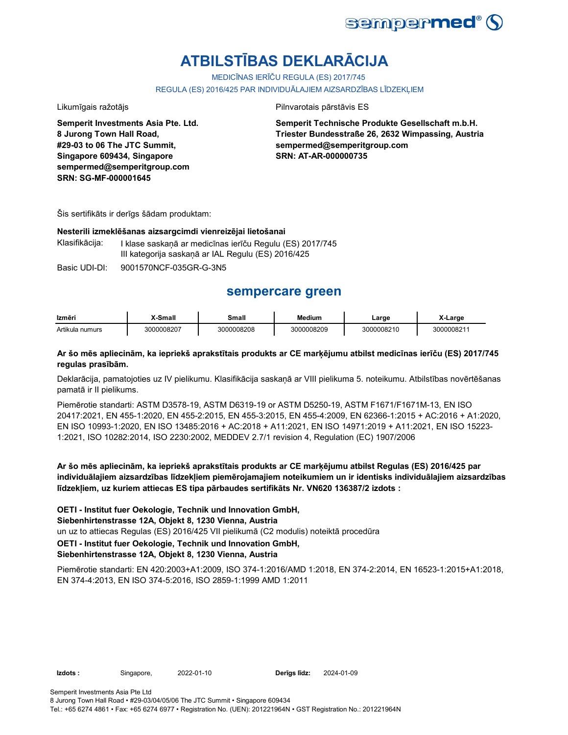# ATBILSTĪBAS DEKLARĀCIJA

MEDICĪNAS IERĪČU REGULA (ES) 2017/745

REGULA (ES) 2016/425 PAR INDIVIDUĀLAJIEM AIZSARDZĪBAS LĪDZEKĻIEM

Likumīgais ražotājs

**Semperit Investments Asia Pte. Ltd.**
**8 Jurong Town Hall Road,**
**#29-03 to 06 The JTC Summit,**
**Singapore 609434, Singapore**
**sempermed@semperitgroup.com**
**SRN: SG-MF-000001645**

Pilnvarotais pārstāvis ES

**Semperit Technische Produkte Gesellschaft m.b.H.**
**Triester Bundesstraße 26, 2632 Wimpassing, Austria**
**sempermed@semperitgroup.com**
**SRN: AT-AR-000000735**

Šis sertifikāts ir derīgs šādam produktam:

**Nesterili izmeklēšanas aizsargcimdi vienreizējai lietošanai**

Klasifikācija: I klase saskaņā ar medicīnas ierīču Regulu (ES) 2017/745
III kategorija saskaņā ar IAL Regulu (ES) 2016/425

Basic UDI-DI: 9001570NCF-035GR-G-3N5

## sempercare green

| Izmēri | X-Small | Small | Medium | Large | X-Large |
|---|---|---|---|---|---|
| Artikula numurs | 3000008207 | 3000008208 | 3000008209 | 3000008210 | 3000008211 |

**Ar šo mēs apliecinām, ka iepriekš aprakstītais produkts ar CE marķējumu atbilst medicīnas ierīču (ES) 2017/745 regulas prasībām.**

Deklarācija, pamatojoties uz IV pielikumu. Klasifikācija saskaņā ar VIII pielikuma 5. noteikumu. Atbilstības novērtēšanas pamatā ir II pielikums.

Piemērotie standarti: ASTM D3578-19, ASTM D6319-19 or ASTM D5250-19, ASTM F1671/F1671M-13, EN ISO 20417:2021, EN 455-1:2020, EN 455-2:2015, EN 455-3:2015, EN 455-4:2009, EN 62366-1:2015 + AC:2016 + A1:2020, EN ISO 10993-1:2020, EN ISO 13485:2016 + AC:2018 + A11:2021, EN ISO 14971:2019 + A11:2021, EN ISO 15223-1:2021, ISO 10282:2014, ISO 2230:2002, MEDDEV 2.7/1 revision 4, Regulation (EC) 1907/2006

**Ar šo mēs apliecinām, ka iepriekš aprakstītais produkts ar CE marķējumu atbilst Regulas (ES) 2016/425 par individuālajiem aizsardzības līdzekļiem piemērojamajiem noteikumiem un ir identisks individuālajiem aizsardzības līdzekļiem, uz kuriem attiecas ES tipa pārbaudes sertifikāts Nr. VN620 136387/2 izdots :**

**OETI - Institut fuer Oekologie, Technik und Innovation GmbH,**
**Siebenhirtenstrasse 12A, Objekt 8, 1230 Vienna, Austria**
un uz to attiecas Regulas (ES) 2016/425 VII pielikumā (C2 modulis) noteiktā procedūra
**OETI - Institut fuer Oekologie, Technik und Innovation GmbH,**
**Siebenhirtenstrasse 12A, Objekt 8, 1230 Vienna, Austria**

Piemērotie standarti: EN 420:2003+A1:2009, ISO 374-1:2016/AMD 1:2018, EN 374-2:2014, EN 16523-1:2015+A1:2018, EN 374-4:2013, EN ISO 374-5:2016, ISO 2859-1:1999 AMD 1:2011

**Izdots :** Singapore, 2022-01-10 **Derīgs līdz:** 2024-01-09

Semperit Investments Asia Pte Ltd
8 Jurong Town Hall Road • #29-03/04/05/06 The JTC Summit • Singapore 609434
Tel.: +65 6274 4861 • Fax: +65 6274 6977 • Registration No. (UEN): 201221964N • GST Registration No.: 201221964N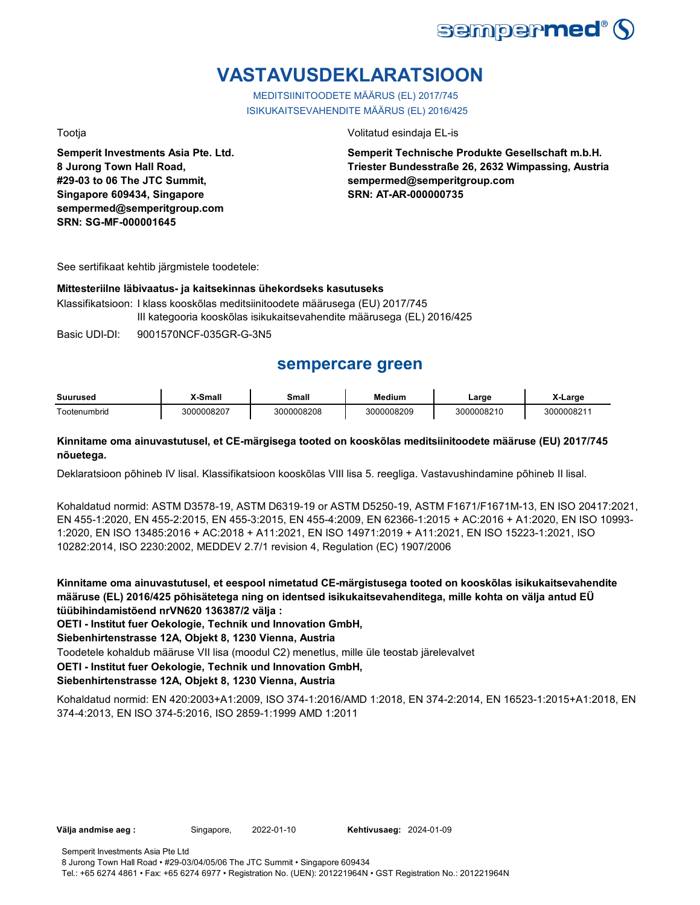# VASTAVUSDEKLARATSIOON

MEDITSIINITOODETE MÄÄRUS (EL) 2017/745
ISIKUKAITSEVAHENDITE MÄÄRUS (EL) 2016/425

Tootja

**Semperit Investments Asia Pte. Ltd.**
**8 Jurong Town Hall Road,**
**#29-03 to 06 The JTC Summit,**
**Singapore 609434, Singapore**
**sempermed@semperitgroup.com**
**SRN: SG-MF-000001645**

Volitatud esindaja EL-is

**Semperit Technische Produkte Gesellschaft m.b.H.**
**Triester Bundesstraße 26, 2632 Wimpassing, Austria**
**sempermed@semperitgroup.com**
**SRN: AT-AR-000000735**

See sertifikaat kehtib järgmistele toodetele:

**Mittesteriilne läbivaatus- ja kaitsekinnas ühekordseks kasutuseks**

Klassifikatsioon: I klass kooskõlas meditsiinitoodete määrusega (EU) 2017/745
III kategooria kooskõlas isikukaitsevahendite määrusega (EL) 2016/425

Basic UDI-DI: 9001570NCF-035GR-G-3N5

## sempercare green

| Suurused | X-Small | Small | Medium | Large | X-Large |
|---|---|---|---|---|---|
| Tootenumbrid | 3000008207 | 3000008208 | 3000008209 | 3000008210 | 3000008211 |

**Kinnitame oma ainuvastutusel, et CE-märgisega tooted on kooskõlas meditsiinitoodete määruse (EU) 2017/745 nõuetega.**

Deklaratsioon põhineb IV lisal. Klassifikatsioon kooskõlas VIII lisa 5. reegliga. Vastavushindamine põhineb II lisal.

Kohaldatud normid: ASTM D3578-19, ASTM D6319-19 or ASTM D5250-19, ASTM F1671/F1671M-13, EN ISO 20417:2021, EN 455-1:2020, EN 455-2:2015, EN 455-3:2015, EN 455-4:2009, EN 62366-1:2015 + AC:2016 + A1:2020, EN ISO 10993-1:2020, EN ISO 13485:2016 + AC:2018 + A11:2021, EN ISO 14971:2019 + A11:2021, EN ISO 15223-1:2021, ISO 10282:2014, ISO 2230:2002, MEDDEV 2.7/1 revision 4, Regulation (EC) 1907/2006

**Kinnitame oma ainuvastutusel, et eespool nimetatud CE-märgistusega tooted on kooskõlas isikukaitsevahendite määruse (EL) 2016/425 põhisätetega ning on identsed isikukaitsevahenditega, mille kohta on välja antud EÜ tüübihindamistõend nrVN620 136387/2 välja :**

**OETI - Institut fuer Oekologie, Technik und Innovation GmbH,**
**Siebenhirtenstrasse 12A, Objekt 8, 1230 Vienna, Austria**

Toodetele kohaldub määruse VII lisa (moodul C2) menetlus, mille üle teostab järelevalvet

**OETI - Institut fuer Oekologie, Technik und Innovation GmbH,**
**Siebenhirtenstrasse 12A, Objekt 8, 1230 Vienna, Austria**

Kohaldatud normid: EN 420:2003+A1:2009, ISO 374-1:2016/AMD 1:2018, EN 374-2:2014, EN 16523-1:2015+A1:2018, EN 374-4:2013, EN ISO 374-5:2016, ISO 2859-1:1999 AMD 1:2011

**Välja andmise aeg :** Singapore, 2022-01-10 **Kehtivusaeg:** 2024-01-09

Semperit Investments Asia Pte Ltd
8 Jurong Town Hall Road • #29-03/04/05/06 The JTC Summit • Singapore 609434
Tel.: +65 6274 4861 • Fax: +65 6274 6977 • Registration No. (UEN): 201221964N • GST Registration No.: 201221964N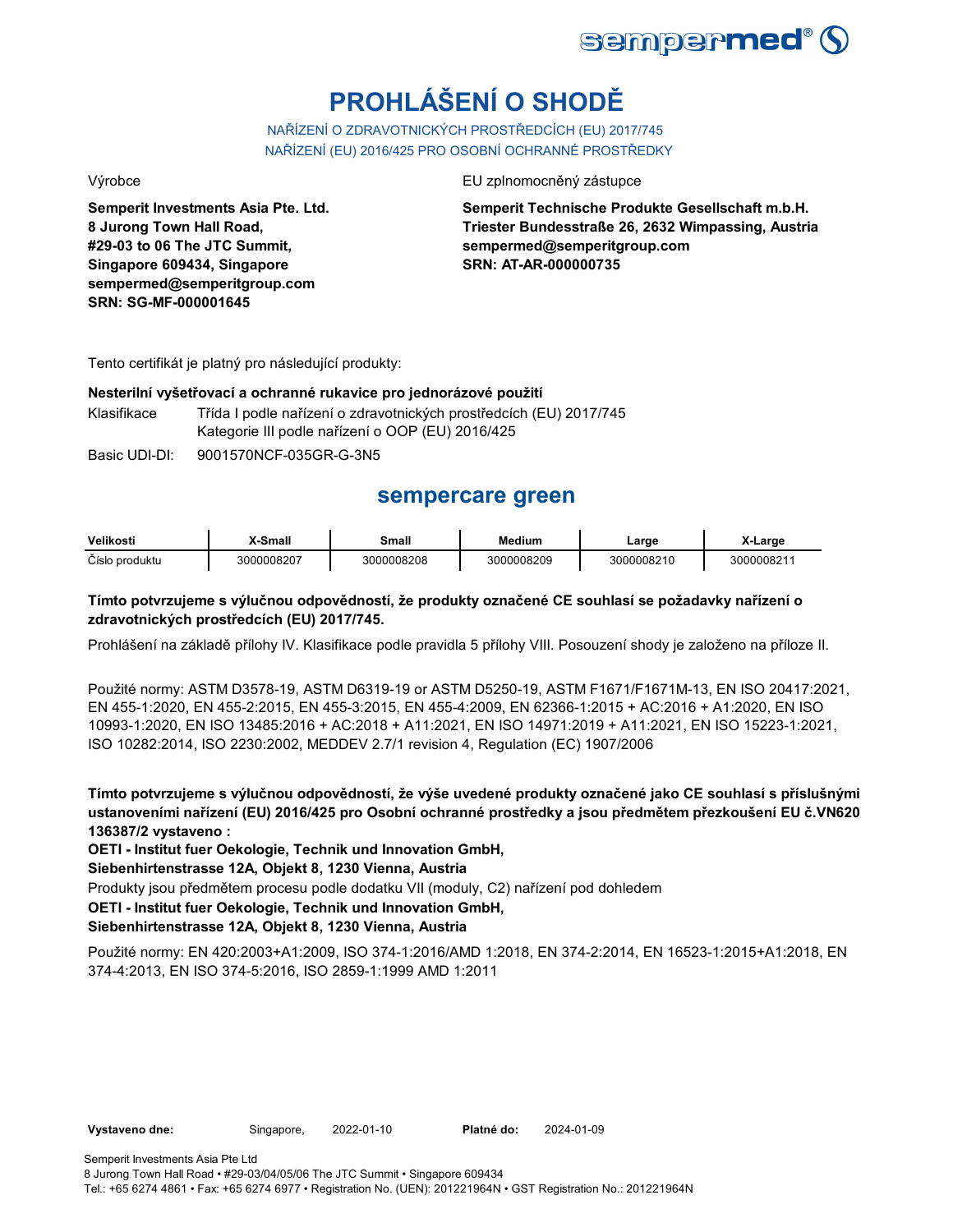# PROHLÁŠENÍ O SHODĚ

NAŘÍZENÍ O ZDRAVOTNICKÝCH PROSTŘEDCÍCH (EU) 2017/745

NAŘÍZENÍ (EU) 2016/425 PRO OSOBNÍ OCHRANNÉ PROSTŘEDKY

Výrobce

**Semperit Investments Asia Pte. Ltd.**
**8 Jurong Town Hall Road,**
**#29-03 to 06 The JTC Summit,**
**Singapore 609434, Singapore**
**sempermed@semperitgroup.com**
**SRN: SG-MF-000001645**

EU zplnomocněný zástupce

**Semperit Technische Produkte Gesellschaft m.b.H.**
**Triester Bundesstraße 26, 2632 Wimpassing, Austria**
**sempermed@semperitgroup.com**
**SRN: AT-AR-000000735**

Tento certifikát je platný pro následující produkty:

**Nesterilní vyšetřovací a ochranné rukavice pro jednorázové použití**

Klasifikace — Třída I podle nařízení o zdravotnických prostředcích (EU) 2017/745
Kategorie III podle nařízení o OOP (EU) 2016/425

Basic UDI-DI: 9001570NCF-035GR-G-3N5

## sempercare green

| Velikosti | X-Small | Small | Medium | Large | X-Large |
|---|---|---|---|---|---|
| Číslo produktu | 3000008207 | 3000008208 | 3000008209 | 3000008210 | 3000008211 |

**Tímto potvrzujeme s výlučnou odpovědností, že produkty označené CE souhlasí se požadavky nařízení o zdravotnických prostředcích (EU) 2017/745.**

Prohlášení na základě přílohy IV. Klasifikace podle pravidla 5 přílohy VIII. Posouzení shody je založeno na příloze II.

Použité normy: ASTM D3578-19, ASTM D6319-19 or ASTM D5250-19, ASTM F1671/F1671M-13, EN ISO 20417:2021, EN 455-1:2020, EN 455-2:2015, EN 455-3:2015, EN 455-4:2009, EN 62366-1:2015 + AC:2016 + A1:2020, EN ISO 10993-1:2020, EN ISO 13485:2016 + AC:2018 + A11:2021, EN ISO 14971:2019 + A11:2021, EN ISO 15223-1:2021, ISO 10282:2014, ISO 2230:2002, MEDDEV 2.7/1 revision 4, Regulation (EC) 1907/2006

**Tímto potvrzujeme s výlučnou odpovědností, že výše uvedené produkty označené jako CE souhlasí s příslušnými ustanoveními nařízení (EU) 2016/425 pro Osobní ochranné prostředky a jsou předmětem přezkoušení EU č.VN620 136387/2 vystaveno :**

**OETI - Institut fuer Oekologie, Technik und Innovation GmbH,**
**Siebenhirtenstrasse 12A, Objekt 8, 1230 Vienna, Austria**

Produkty jsou předmětem procesu podle dodatku VII (moduly, C2) nařízení pod dohledem

**OETI - Institut fuer Oekologie, Technik und Innovation GmbH,**
**Siebenhirtenstrasse 12A, Objekt 8, 1230 Vienna, Austria**

Použité normy: EN 420:2003+A1:2009, ISO 374-1:2016/AMD 1:2018, EN 374-2:2014, EN 16523-1:2015+A1:2018, EN 374-4:2013, EN ISO 374-5:2016, ISO 2859-1:1999 AMD 1:2011

**Vystaveno dne:** Singapore, 2022-01-10 **Platné do:** 2024-01-09

Semperit Investments Asia Pte Ltd
8 Jurong Town Hall Road • #29-03/04/05/06 The JTC Summit • Singapore 609434
Tel.: +65 6274 4861 • Fax: +65 6274 6977 • Registration No. (UEN): 201221964N • GST Registration No.: 201221964N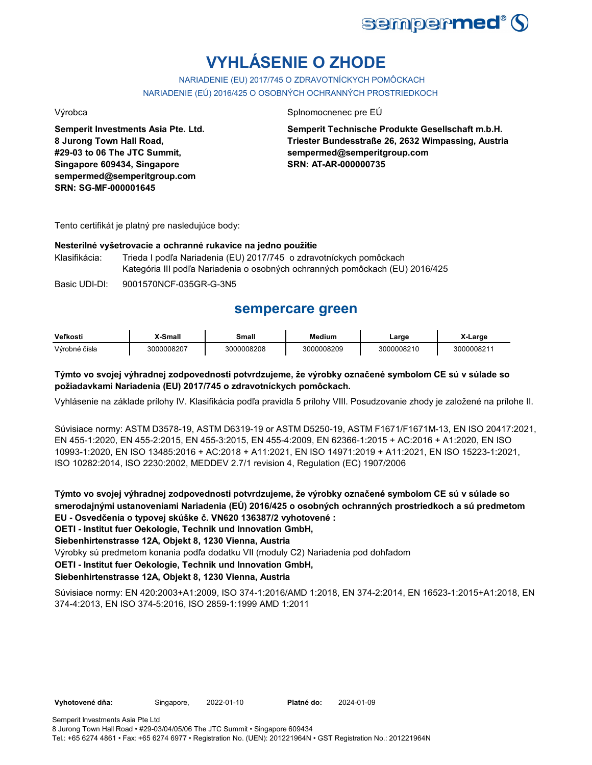# VYHLÁSENIE O ZHODE

NARIADENIE (EU) 2017/745 O ZDRAVOTNÍCKYCH POMÔCKACH
NARIADENIE (EÚ) 2016/425 O OSOBNÝCH OCHRANNÝCH PROSTRIEDKOCH

Výrobca

**Semperit Investments Asia Pte. Ltd.**
**8 Jurong Town Hall Road,**
**#29-03 to 06 The JTC Summit,**
**Singapore 609434, Singapore**
**sempermed@semperitgroup.com**
**SRN: SG-MF-000001645**

Splnomocnenec pre EÚ

**Semperit Technische Produkte Gesellschaft m.b.H.**
**Triester Bundesstraße 26, 2632 Wimpassing, Austria**
**sempermed@semperitgroup.com**
**SRN: AT-AR-000000735**

Tento certifikát je platný pre nasledujúce body:

**Nesterilné vyšetrovacie a ochranné rukavice na jedno použitie**

Klasifikácia: Trieda I podľa Nariadenia (EU) 2017/745 o zdravotníckych pomôckach
Kategória III podľa Nariadenia o osobných ochranných pomôckach (EU) 2016/425

Basic UDI-DI: 9001570NCF-035GR-G-3N5

## sempercare green

| Veľkosti | X-Small | Small | Medium | Large | X-Large |
|---|---|---|---|---|---|
| Výrobné čísla | 3000008207 | 3000008208 | 3000008209 | 3000008210 | 3000008211 |

**Týmto vo svojej výhradnej zodpovednosti potvrdzujeme, že výrobky označené symbolom CE sú v súlade so požiadavkami Nariadenia (EU) 2017/745 o zdravotníckych pomôckach.**

Vyhlásenie na základe prílohy IV. Klasifikácia podľa pravidla 5 prílohy VIII. Posudzovanie zhody je založené na prílohe II.

Súvisiace normy: ASTM D3578-19, ASTM D6319-19 or ASTM D5250-19, ASTM F1671/F1671M-13, EN ISO 20417:2021, EN 455-1:2020, EN 455-2:2015, EN 455-3:2015, EN 455-4:2009, EN 62366-1:2015 + AC:2016 + A1:2020, EN ISO 10993-1:2020, EN ISO 13485:2016 + AC:2018 + A11:2021, EN ISO 14971:2019 + A11:2021, EN ISO 15223-1:2021, ISO 10282:2014, ISO 2230:2002, MEDDEV 2.7/1 revision 4, Regulation (EC) 1907/2006

**Týmto vo svojej výhradnej zodpovednosti potvrdzujeme, že výrobky označené symbolom CE sú v súlade so smerodajnými ustanoveniami Nariadenia (EÚ) 2016/425 o osobných ochranných prostriedkoch a sú predmetom EU - Osvedčenia o typovej skúške č. VN620 136387/2 vyhotovené :**
**OETI - Institut fuer Oekologie, Technik und Innovation GmbH,**
**Siebenhirtenstrasse 12A, Objekt 8, 1230 Vienna, Austria**
Výrobky sú predmetom konania podľa dodatku VII (moduly C2) Nariadenia pod dohľadom
**OETI - Institut fuer Oekologie, Technik und Innovation GmbH,**
**Siebenhirtenstrasse 12A, Objekt 8, 1230 Vienna, Austria**

Súvisiace normy: EN 420:2003+A1:2009, ISO 374-1:2016/AMD 1:2018, EN 374-2:2014, EN 16523-1:2015+A1:2018, EN 374-4:2013, EN ISO 374-5:2016, ISO 2859-1:1999 AMD 1:2011

**Vyhotovené dňa:** Singapore, 2022-01-10 **Platné do:** 2024-01-09

Semperit Investments Asia Pte Ltd
8 Jurong Town Hall Road • #29-03/04/05/06 The JTC Summit • Singapore 609434
Tel.: +65 6274 4861 • Fax: +65 6274 6977 • Registration No. (UEN): 201221964N • GST Registration No.: 201221964N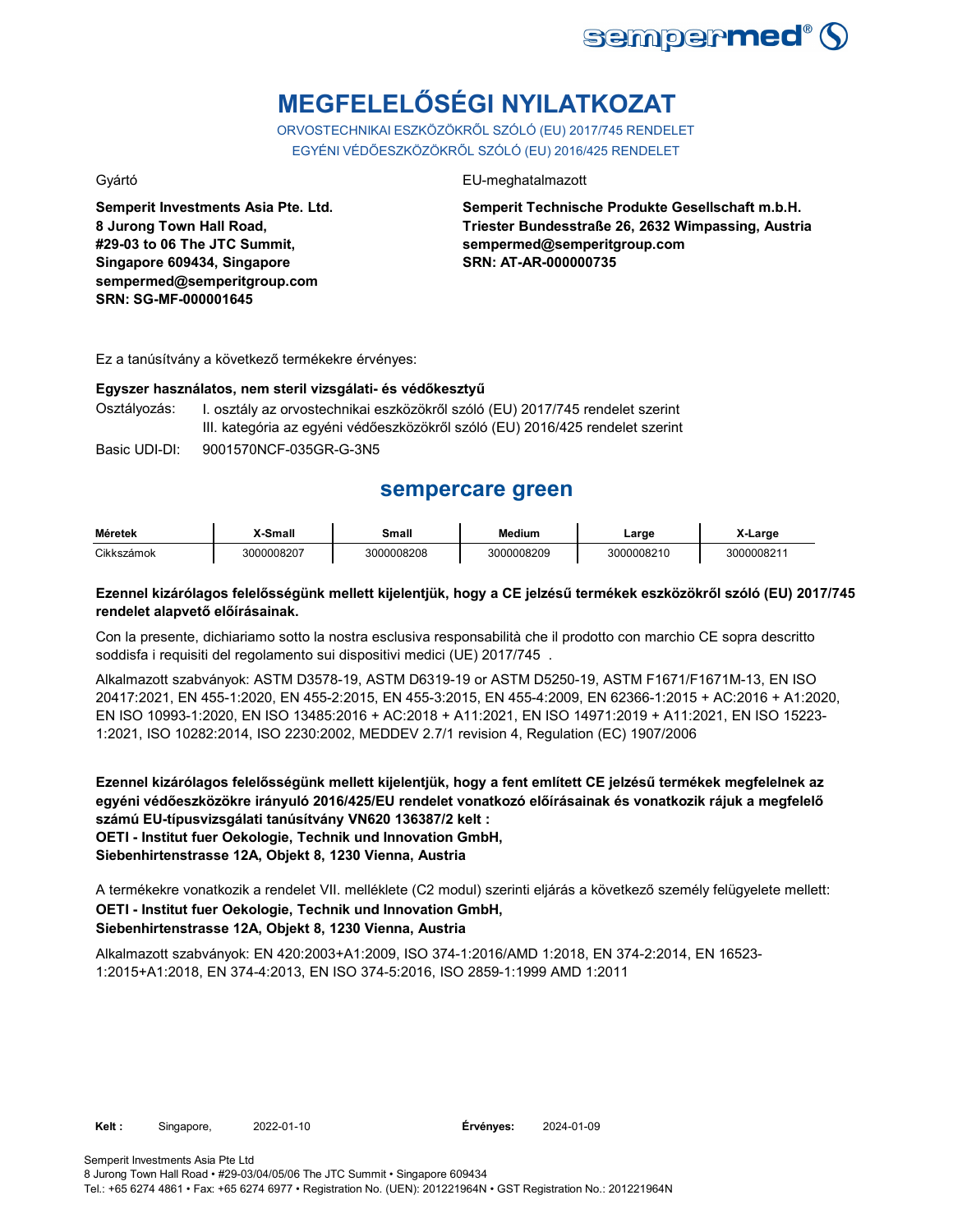# MEGFELELŐSÉGI NYILATKOZAT

ORVOSTECHNIKAI ESZKÖZÖKRŐL SZÓLÓ (EU) 2017/745 RENDELET
EGYÉNI VÉDŐESZKÖZÖKRŐL SZÓLÓ (EU) 2016/425 RENDELET

Gyártó

**Semperit Investments Asia Pte. Ltd.**
**8 Jurong Town Hall Road,**
**#29-03 to 06 The JTC Summit,**
**Singapore 609434, Singapore**
**sempermed@semperitgroup.com**
**SRN: SG-MF-000001645**

EU-meghatalmazott

**Semperit Technische Produkte Gesellschaft m.b.H.**
**Triester Bundesstraße 26, 2632 Wimpassing, Austria**
**sempermed@semperitgroup.com**
**SRN: AT-AR-000000735**

Ez a tanúsítvány a következő termékekre érvényes:

**Egyszer használatos, nem steril vizsgálati- és védőkesztyű**

Osztályozás: I. osztály az orvostechnikai eszközökről szóló (EU) 2017/745 rendelet szerint
III. kategória az egyéni védőeszközökről szóló (EU) 2016/425 rendelet szerint

Basic UDI-DI: 9001570NCF-035GR-G-3N5

## sempercare green

| Méretek | X-Small | Small | Medium | Large | X-Large |
|---|---|---|---|---|---|
| Cikkszámok | 3000008207 | 3000008208 | 3000008209 | 3000008210 | 3000008211 |

**Ezennel kizárólagos felelősségünk mellett kijelentjük, hogy a CE jelzésű termékek eszközökről szóló (EU) 2017/745 rendelet alapvető előírásainak.**

Con la presente, dichiariamo sotto la nostra esclusiva responsabilità che il prodotto con marchio CE sopra descritto soddisfa i requisiti del regolamento sui dispositivi medici (UE) 2017/745 .

Alkalmazott szabványok: ASTM D3578-19, ASTM D6319-19 or ASTM D5250-19, ASTM F1671/F1671M-13, EN ISO 20417:2021, EN 455-1:2020, EN 455-2:2015, EN 455-3:2015, EN 455-4:2009, EN 62366-1:2015 + AC:2016 + A1:2020, EN ISO 10993-1:2020, EN ISO 13485:2016 + AC:2018 + A11:2021, EN ISO 14971:2019 + A11:2021, EN ISO 15223-1:2021, ISO 10282:2014, ISO 2230:2002, MEDDEV 2.7/1 revision 4, Regulation (EC) 1907/2006

**Ezennel kizárólagos felelősségünk mellett kijelentjük, hogy a fent említett CE jelzésű termékek megfelelnek az egyéni védőeszközökre irányuló 2016/425/EU rendelet vonatkozó előírásainak és vonatkozik rájuk a megfelelő számú EU-típusvizsgálati tanúsítvány VN620 136387/2 kelt :**
**OETI - Institut fuer Oekologie, Technik und Innovation GmbH,**
**Siebenhirtenstrasse 12A, Objekt 8, 1230 Vienna, Austria**

A termékekre vonatkozik a rendelet VII. melléklete (C2 modul) szerinti eljárás a következő személy felügyelete mellett:
**OETI - Institut fuer Oekologie, Technik und Innovation GmbH,**
**Siebenhirtenstrasse 12A, Objekt 8, 1230 Vienna, Austria**

Alkalmazott szabványok: EN 420:2003+A1:2009, ISO 374-1:2016/AMD 1:2018, EN 374-2:2014, EN 16523-1:2015+A1:2018, EN 374-4:2013, EN ISO 374-5:2016, ISO 2859-1:1999 AMD 1:2011

**Kelt :** Singapore, 2022-01-10 **Érvényes:** 2024-01-09

Semperit Investments Asia Pte Ltd
8 Jurong Town Hall Road • #29-03/04/05/06 The JTC Summit • Singapore 609434
Tel.: +65 6274 4861 • Fax: +65 6274 6977 • Registration No. (UEN): 201221964N • GST Registration No.: 201221964N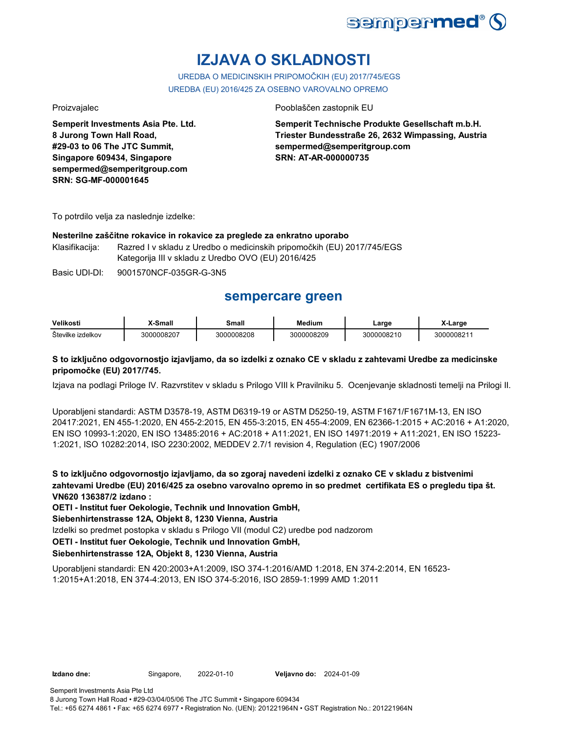# IZJAVA O SKLADNOSTI

UREDBA O MEDICINSKIH PRIPOMOČKIH (EU) 2017/745/EGS
UREDBA (EU) 2016/425 ZA OSEBNO VAROVALNO OPREMO

Proizvajalec

**Semperit Investments Asia Pte. Ltd.**
**8 Jurong Town Hall Road,**
**#29-03 to 06 The JTC Summit,**
**Singapore 609434, Singapore**
**sempermed@semperitgroup.com**
**SRN: SG-MF-000001645**

Pooblaščen zastopnik EU

**Semperit Technische Produkte Gesellschaft m.b.H.**
**Triester Bundesstraße 26, 2632 Wimpassing, Austria**
**sempermed@semperitgroup.com**
**SRN: AT-AR-000000735**

To potrdilo velja za naslednje izdelke:

**Nesterilne zaščitne rokavice in rokavice za preglede za enkratno uporabo**

Klasifikacija: Razred I v skladu z Uredbo o medicinskih pripomočkih (EU) 2017/745/EGS
Kategorija III v skladu z Uredbo OVO (EU) 2016/425

Basic UDI-DI: 9001570NCF-035GR-G-3N5

## sempercare green

| Velikosti | X-Small | Small | Medium | Large | X-Large |
|---|---|---|---|---|---|
| Številke izdelkov | 3000008207 | 3000008208 | 3000008209 | 3000008210 | 3000008211 |

**S to izključno odgovornostjo izjavljamo, da so izdelki z oznako CE v skladu z zahtevami Uredbe za medicinske pripomočke (EU) 2017/745.**

Izjava na podlagi Priloge IV. Razvrstitev v skladu s Prilogo VIII k Pravilniku 5. Ocenjevanje skladnosti temelji na Prilogi II.

Uporabljeni standardi: ASTM D3578-19, ASTM D6319-19 or ASTM D5250-19, ASTM F1671/F1671M-13, EN ISO 20417:2021, EN 455-1:2020, EN 455-2:2015, EN 455-3:2015, EN 455-4:2009, EN 62366-1:2015 + AC:2016 + A1:2020, EN ISO 10993-1:2020, EN ISO 13485:2016 + AC:2018 + A11:2021, EN ISO 14971:2019 + A11:2021, EN ISO 15223-1:2021, ISO 10282:2014, ISO 2230:2002, MEDDEV 2.7/1 revision 4, Regulation (EC) 1907/2006

**S to izključno odgovornostjo izjavljamo, da so zgoraj navedeni izdelki z oznako CE v skladu z bistvenimi zahtevami Uredbe (EU) 2016/425 za osebno varovalno opremo in so predmet certifikata ES o pregledu tipa št. VN620 136387/2 izdano :**

**OETI - Institut fuer Oekologie, Technik und Innovation GmbH,**
**Siebenhirtenstrasse 12A, Objekt 8, 1230 Vienna, Austria**

Izdelki so predmet postopka v skladu s Prilogo VII (modul C2) uredbe pod nadzorom

**OETI - Institut fuer Oekologie, Technik und Innovation GmbH,**
**Siebenhirtenstrasse 12A, Objekt 8, 1230 Vienna, Austria**

Uporabljeni standardi: EN 420:2003+A1:2009, ISO 374-1:2016/AMD 1:2018, EN 374-2:2014, EN 16523-1:2015+A1:2018, EN 374-4:2013, EN ISO 374-5:2016, ISO 2859-1:1999 AMD 1:2011

**Izdano dne:** Singapore, 2022-01-10 **Veljavno do:** 2024-01-09

Semperit Investments Asia Pte Ltd
8 Jurong Town Hall Road • #29-03/04/05/06 The JTC Summit • Singapore 609434
Tel.: +65 6274 4861 • Fax: +65 6274 6977 • Registration No. (UEN): 201221964N • GST Registration No.: 201221964N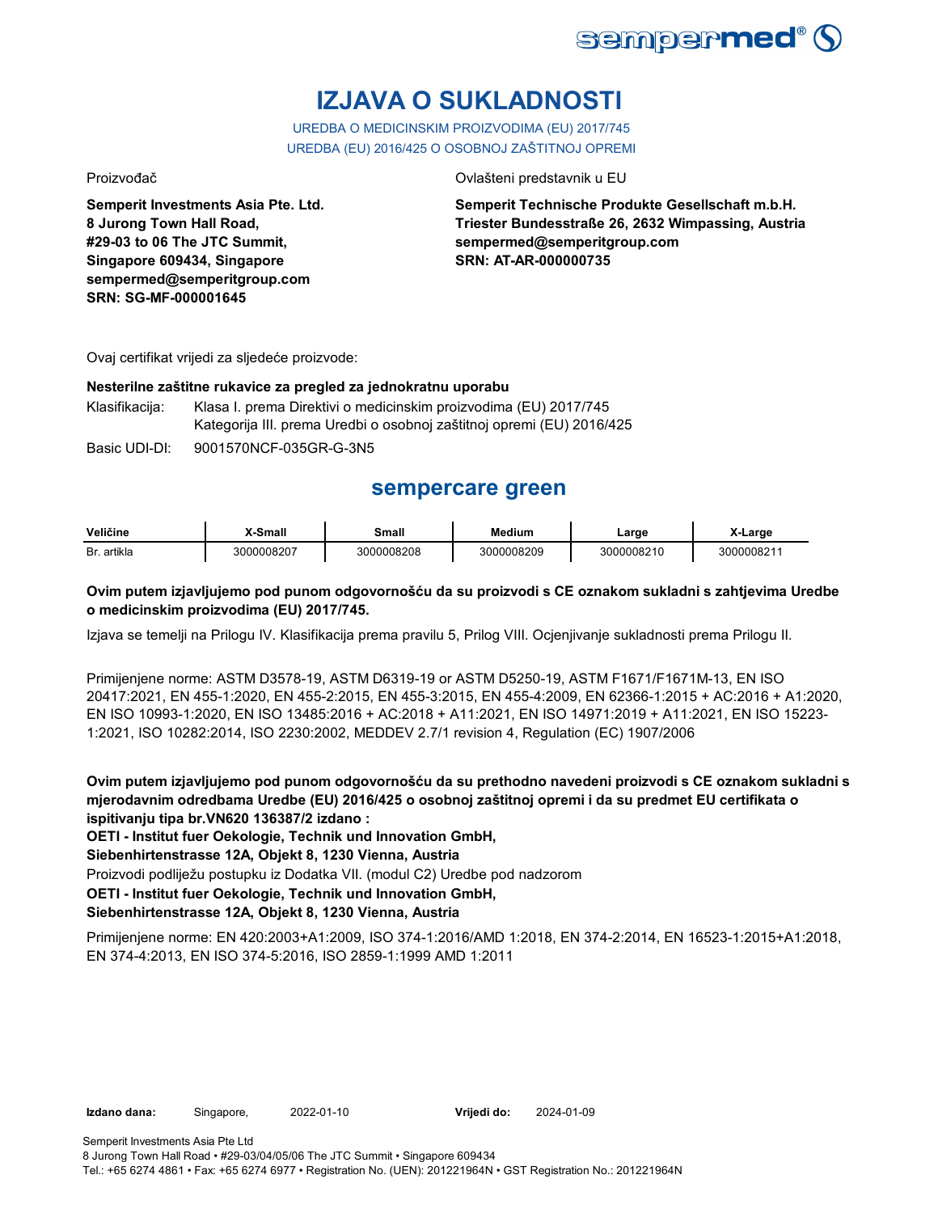# IZJAVA O SUKLADNOSTI

UREDBA O MEDICINSKIM PROIZVODIMA (EU) 2017/745
UREDBA (EU) 2016/425 O OSOBNOJ ZAŠTITNOJ OPREMI

Proizvođač

**Semperit Investments Asia Pte. Ltd.**
**8 Jurong Town Hall Road,**
**#29-03 to 06 The JTC Summit,**
**Singapore 609434, Singapore**
**sempermed@semperitgroup.com**
**SRN: SG-MF-000001645**

Ovlašteni predstavnik u EU

**Semperit Technische Produkte Gesellschaft m.b.H.**
**Triester Bundesstraße 26, 2632 Wimpassing, Austria**
**sempermed@semperitgroup.com**
**SRN: AT-AR-000000735**

Ovaj certifikat vrijedi za sljedeće proizvode:

**Nesterilne zaštitne rukavice za pregled za jednokratnu uporabu**

Klasifikacija: Klasa I. prema Direktivi o medicinskim proizvodima (EU) 2017/745
Kategorija III. prema Uredbi o osobnoj zaštitnoj opremi (EU) 2016/425

Basic UDI-DI: 9001570NCF-035GR-G-3N5

## sempercare green

| Veličine | X-Small | Small | Medium | Large | X-Large |
|---|---|---|---|---|---|
| Br. artikla | 3000008207 | 3000008208 | 3000008209 | 3000008210 | 3000008211 |

**Ovim putem izjavljujemo pod punom odgovornošću da su proizvodi s CE oznakom sukladni s zahtjevima Uredbe o medicinskim proizvodima (EU) 2017/745.**

Izjava se temelji na Prilogu IV. Klasifikacija prema pravilu 5, Prilog VIII. Ocjenjivanje sukladnosti prema Prilogu II.

Primijenjene norme: ASTM D3578-19, ASTM D6319-19 or ASTM D5250-19, ASTM F1671/F1671M-13, EN ISO 20417:2021, EN 455-1:2020, EN 455-2:2015, EN 455-3:2015, EN 455-4:2009, EN 62366-1:2015 + AC:2016 + A1:2020, EN ISO 10993-1:2020, EN ISO 13485:2016 + AC:2018 + A11:2021, EN ISO 14971:2019 + A11:2021, EN ISO 15223-1:2021, ISO 10282:2014, ISO 2230:2002, MEDDEV 2.7/1 revision 4, Regulation (EC) 1907/2006

**Ovim putem izjavljujemo pod punom odgovornošću da su prethodno navedeni proizvodi s CE oznakom sukladni s mjerodavnim odredbama Uredbe (EU) 2016/425 o osobnoj zaštitnoj opremi i da su predmet EU certifikata o ispitivanju tipa br.VN620 136387/2 izdano :**
**OETI - Institut fuer Oekologie, Technik und Innovation GmbH,**
**Siebenhirtenstrasse 12A, Objekt 8, 1230 Vienna, Austria**
Proizvodi podliježu postupku iz Dodatka VII. (modul C2) Uredbe pod nadzorom
**OETI - Institut fuer Oekologie, Technik und Innovation GmbH,**
**Siebenhirtenstrasse 12A, Objekt 8, 1230 Vienna, Austria**

Primijenjene norme: EN 420:2003+A1:2009, ISO 374-1:2016/AMD 1:2018, EN 374-2:2014, EN 16523-1:2015+A1:2018, EN 374-4:2013, EN ISO 374-5:2016, ISO 2859-1:1999 AMD 1:2011

**Izdano dana:** Singapore, 2022-01-10 **Vrijedi do:** 2024-01-09

Semperit Investments Asia Pte Ltd
8 Jurong Town Hall Road • #29-03/04/05/06 The JTC Summit • Singapore 609434
Tel.: +65 6274 4861 • Fax: +65 6274 6977 • Registration No. (UEN): 201221964N • GST Registration No.: 201221964N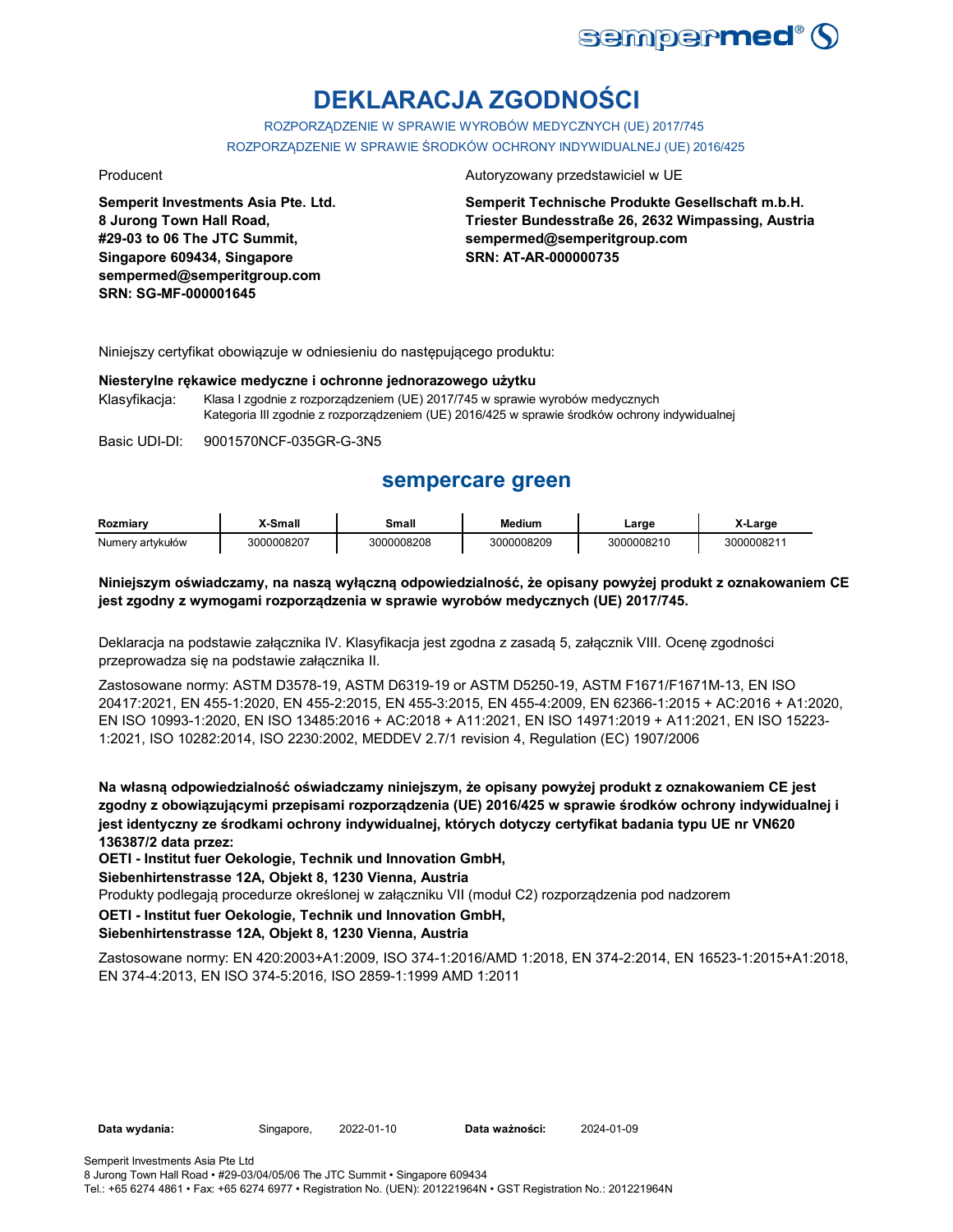sempermed®

# DEKLARACJA ZGODNOŚCI

ROZPORZĄDZENIE W SPRAWIE WYROBÓW MEDYCZNYCH (UE) 2017/745
ROZPORZĄDZENIE W SPRAWIE ŚRODKÓW OCHRONY INDYWIDUALNEJ (UE) 2016/425

Producent

**Semperit Investments Asia Pte. Ltd.**
**8 Jurong Town Hall Road,**
**#29-03 to 06 The JTC Summit,**
**Singapore 609434, Singapore**
**sempermed@semperitgroup.com**
**SRN: SG-MF-000001645**

Autoryzowany przedstawiciel w UE

**Semperit Technische Produkte Gesellschaft m.b.H.**
**Triester Bundesstraße 26, 2632 Wimpassing, Austria**
**sempermed@semperitgroup.com**
**SRN: AT-AR-000000735**

Niniejszy certyfikat obowiązuje w odniesieniu do następującego produktu:

**Niesterylne rękawice medyczne i ochronne jednorazowego użytku**

Klasyfikacja: Klasa I zgodnie z rozporządzeniem (UE) 2017/745 w sprawie wyrobów medycznych
Kategoria III zgodnie z rozporządzeniem (UE) 2016/425 w sprawie środków ochrony indywidualnej

Basic UDI-DI: 9001570NCF-035GR-G-3N5

## sempercare green

| Rozmiary | X-Small | Small | Medium | Large | X-Large |
|---|---|---|---|---|---|
| Numery artykułów | 3000008207 | 3000008208 | 3000008209 | 3000008210 | 3000008211 |

**Niniejszym oświadczamy, na naszą wyłączną odpowiedzialność, że opisany powyżej produkt z oznakowaniem CE jest zgodny z wymogami rozporządzenia w sprawie wyrobów medycznych (UE) 2017/745.**

Deklaracja na podstawie załącznika IV. Klasyfikacja jest zgodna z zasadą 5, załącznik VIII. Ocenę zgodności przeprowadza się na podstawie załącznika II.

Zastosowane normy: ASTM D3578-19, ASTM D6319-19 or ASTM D5250-19, ASTM F1671/F1671M-13, EN ISO 20417:2021, EN 455-1:2020, EN 455-2:2015, EN 455-3:2015, EN 455-4:2009, EN 62366-1:2015 + AC:2016 + A1:2020, EN ISO 10993-1:2020, EN ISO 13485:2016 + AC:2018 + A11:2021, EN ISO 14971:2019 + A11:2021, EN ISO 15223-1:2021, ISO 10282:2014, ISO 2230:2002, MEDDEV 2.7/1 revision 4, Regulation (EC) 1907/2006

**Na własną odpowiedzialność oświadczamy niniejszym, że opisany powyżej produkt z oznakowaniem CE jest zgodny z obowiązującymi przepisami rozporządzenia (UE) 2016/425 w sprawie środków ochrony indywidualnej i jest identyczny ze środkami ochrony indywidualnej, których dotyczy certyfikat badania typu UE nr VN620 136387/2 data przez:**
**OETI - Institut fuer Oekologie, Technik und Innovation GmbH,**
**Siebenhirtenstrasse 12A, Objekt 8, 1230 Vienna, Austria**
Produkty podlegają procedurze określonej w załączniku VII (moduł C2) rozporządzenia pod nadzorem
**OETI - Institut fuer Oekologie, Technik und Innovation GmbH,**
**Siebenhirtenstrasse 12A, Objekt 8, 1230 Vienna, Austria**

Zastosowane normy: EN 420:2003+A1:2009, ISO 374-1:2016/AMD 1:2018, EN 374-2:2014, EN 16523-1:2015+A1:2018, EN 374-4:2013, EN ISO 374-5:2016, ISO 2859-1:1999 AMD 1:2011

**Data wydania:** Singapore, 2022-01-10 **Data ważności:** 2024-01-09

Semperit Investments Asia Pte Ltd
8 Jurong Town Hall Road • #29-03/04/05/06 The JTC Summit • Singapore 609434
Tel.: +65 6274 4861 • Fax: +65 6274 6977 • Registration No. (UEN): 201221964N • GST Registration No.: 201221964N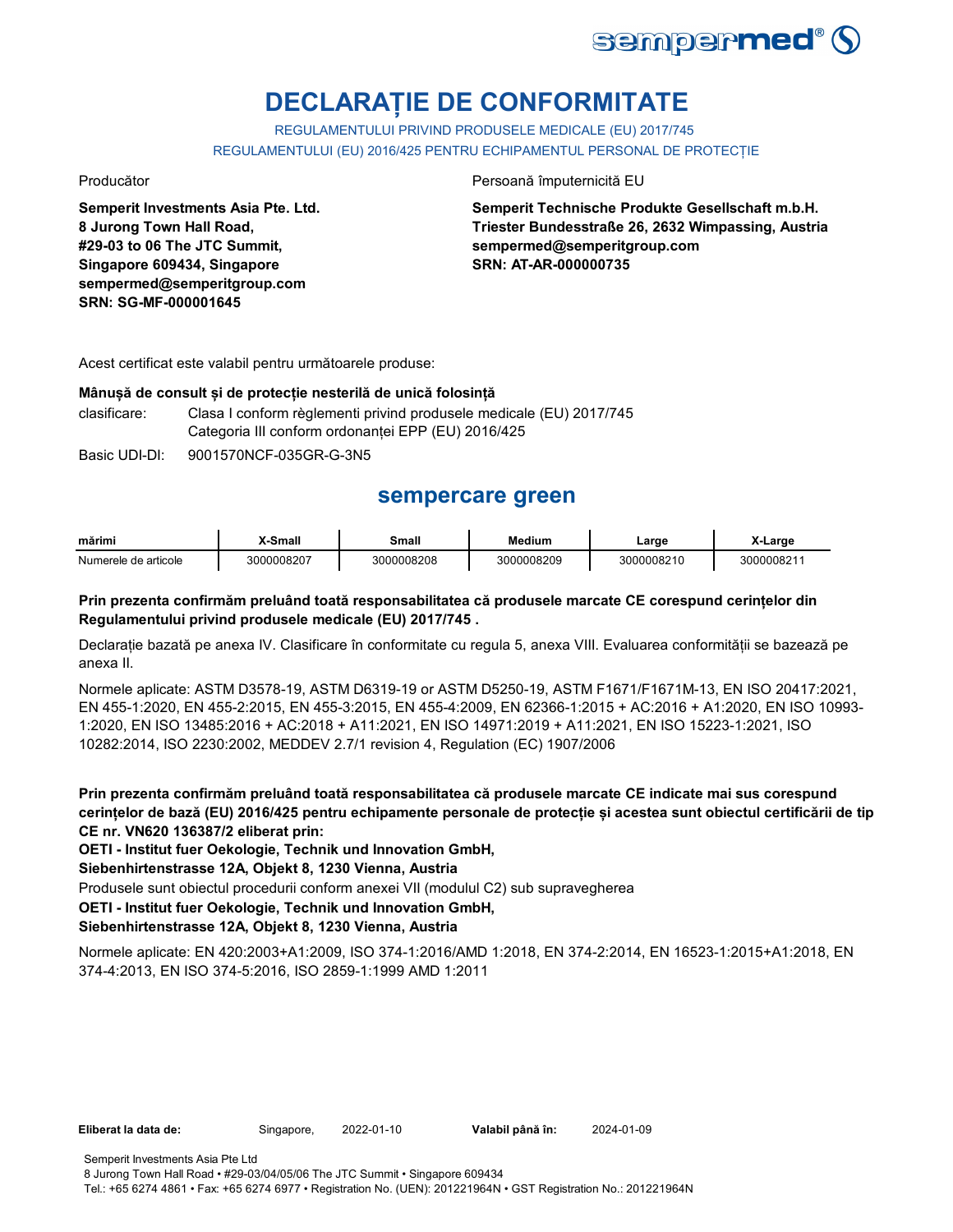# DECLARAȚIE DE CONFORMITATE

REGULAMENTULUI PRIVIND PRODUSELE MEDICALE (EU) 2017/745

REGULAMENTULUI (EU) 2016/425 PENTRU ECHIPAMENTUL PERSONAL DE PROTECȚIE

Producător

**Semperit Investments Asia Pte. Ltd.**
**8 Jurong Town Hall Road,**
**#29-03 to 06 The JTC Summit,**
**Singapore 609434, Singapore**
**sempermed@semperitgroup.com**
**SRN: SG-MF-000001645**

Persoană împuternicită EU

**Semperit Technische Produkte Gesellschaft m.b.H.**
**Triester Bundesstraße 26, 2632 Wimpassing, Austria**
**sempermed@semperitgroup.com**
**SRN: AT-AR-000000735**

Acest certificat este valabil pentru următoarele produse:

**Mânușă de consult și de protecție nesterilă de unică folosință**

clasificare: Clasa I conform règlementi privind produsele medicale (EU) 2017/745
Categoria III conform ordonanței EPP (EU) 2016/425

Basic UDI-DI: 9001570NCF-035GR-G-3N5

## sempercare green

| mărimi | X-Small | Small | Medium | Large | X-Large |
|---|---|---|---|---|---|
| Numerele de articole | 3000008207 | 3000008208 | 3000008209 | 3000008210 | 3000008211 |

**Prin prezenta confirmăm preluând toată responsabilitatea că produsele marcate CE corespund cerințelor din Regulamentului privind produsele medicale (EU) 2017/745 .**

Declarație bazată pe anexa IV. Clasificare în conformitate cu regula 5, anexa VIII. Evaluarea conformității se bazează pe anexa II.

Normele aplicate: ASTM D3578-19, ASTM D6319-19 or ASTM D5250-19, ASTM F1671/F1671M-13, EN ISO 20417:2021, EN 455-1:2020, EN 455-2:2015, EN 455-3:2015, EN 455-4:2009, EN 62366-1:2015 + AC:2016 + A1:2020, EN ISO 10993-1:2020, EN ISO 13485:2016 + AC:2018 + A11:2021, EN ISO 14971:2019 + A11:2021, EN ISO 15223-1:2021, ISO 10282:2014, ISO 2230:2002, MEDDEV 2.7/1 revision 4, Regulation (EC) 1907/2006

**Prin prezenta confirmăm preluând toată responsabilitatea că produsele marcate CE indicate mai sus corespund cerințelor de bază (EU) 2016/425 pentru echipamente personale de protecție și acestea sunt obiectul certificării de tip CE nr. VN620 136387/2 eliberat prin:**

**OETI - Institut fuer Oekologie, Technik und Innovation GmbH,**
**Siebenhirtenstrasse 12A, Objekt 8, 1230 Vienna, Austria**

Produsele sunt obiectul procedurii conform anexei VII (modulul C2) sub supravegherea

**OETI - Institut fuer Oekologie, Technik und Innovation GmbH,**
**Siebenhirtenstrasse 12A, Objekt 8, 1230 Vienna, Austria**

Normele aplicate: EN 420:2003+A1:2009, ISO 374-1:2016/AMD 1:2018, EN 374-2:2014, EN 16523-1:2015+A1:2018, EN 374-4:2013, EN ISO 374-5:2016, ISO 2859-1:1999 AMD 1:2011

**Eliberat la data de:** Singapore, 2022-01-10 **Valabil până în:** 2024-01-09

Semperit Investments Asia Pte Ltd
8 Jurong Town Hall Road • #29-03/04/05/06 The JTC Summit • Singapore 609434
Tel.: +65 6274 4861 • Fax: +65 6274 6977 • Registration No. (UEN): 201221964N • GST Registration No.: 201221964N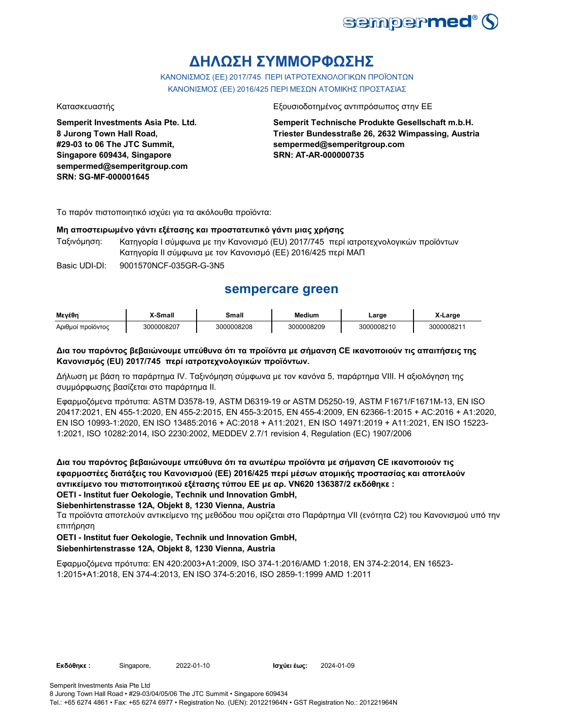# ΔΗΛΩΣΗ ΣΥΜΜΟΡΦΩΣΗΣ

ΚΑΝΟΝΙΣΜΟΣ (ΕΕ) 2017/745 ΠΕΡΙ ΙΑΤΡΟΤΕΧΝΟΛΟΓΙΚΩΝ ΠΡΟΪΟΝΤΩΝ
ΚΑΝΟΝΙΣΜΟΣ (ΕΕ) 2016/425 ΠΕΡΙ ΜΕΣΩΝ ΑΤΟΜΙΚΗΣ ΠΡΟΣΤΑΣΙΑΣ

Κατασκευαστής

**Semperit Investments Asia Pte. Ltd.**
**8 Jurong Town Hall Road,**
**#29-03 to 06 The JTC Summit,**
**Singapore 609434, Singapore**
**sempermed@semperitgroup.com**
**SRN: SG-MF-000001645**

Εξουσιοδοτημένος αντιπρόσωπος στην ΕΕ

**Semperit Technische Produkte Gesellschaft m.b.H.**
**Triester Bundesstraße 26, 2632 Wimpassing, Austria**
**sempermed@semperitgroup.com**
**SRN: AT-AR-000000735**

Το παρόν πιστοποιητικό ισχύει για τα ακόλουθα προϊόντα:

**Μη αποστειρωμένο γάντι εξέτασης και προστατευτικό γάντι μιας χρήσης**

Ταξινόμηση: Κατηγορία I σύμφωνα με την Κανονισμό (EU) 2017/745 περί ιατροτεχνολογικών προϊόντων
Κατηγορία II σύμφωνα με τον Κανονισμό (ΕΕ) 2016/425 περί ΜΑΠ

Basic UDI-DI: 9001570NCF-035GR-G-3N5

## sempercare green

| Μεγέθη | X-Small | Small | Medium | Large | X-Large |
|---|---|---|---|---|---|
| Αριθμοί προϊόντος | 3000008207 | 3000008208 | 3000008209 | 3000008210 | 3000008211 |

**Δια του παρόντος βεβαιώνουμε υπεύθυνα ότι τα προϊόντα με σήμανση CE ικανοποιούν τις απαιτήσεις της Κανονισμός (EU) 2017/745 περί ιατροτεχνολογικών προϊόντων.**

Δήλωση με βάση το παράρτημα IV. Ταξινόμηση σύμφωνα με τον κανόνα 5, παράρτημα VIII. Η αξιολόγηση της συμμόρφωσης βασίζεται στο παράρτημα II.

Εφαρμοζόμενα πρότυπα: ASTM D3578-19, ASTM D6319-19 or ASTM D5250-19, ASTM F1671/F1671M-13, EN ISO 20417:2021, EN 455-1:2020, EN 455-2:2015, EN 455-3:2015, EN 455-4:2009, EN 62366-1:2015 + AC:2016 + A1:2020, EN ISO 10993-1:2020, EN ISO 13485:2016 + AC:2018 + A11:2021, EN ISO 14971:2019 + A11:2021, EN ISO 15223-1:2021, ISO 10282:2014, ISO 2230:2002, MEDDEV 2.7/1 revision 4, Regulation (EC) 1907/2006

**Δια του παρόντος βεβαιώνουμε υπεύθυνα ότι τα ανωτέρω προϊόντα με σήμανση CE ικανοποιούν τις εφαρμοστέες διατάξεις του Κανονισμού (ΕΕ) 2016/425 περί μέσων ατομικής προστασίας και αποτελούν αντικείμενο του πιστοποιητικού εξέτασης τύπου ΕΕ με αρ. VN620 136387/2 εκδόθηκε :**
**OETI - Institut fuer Oekologie, Technik und Innovation GmbH,**
**Siebenhirtenstrasse 12A, Objekt 8, 1230 Vienna, Austria**
Τα προϊόντα αποτελούν αντικείμενο της μεθόδου που ορίζεται στο Παράρτημα VII (ενότητα C2) του Κανονισμού υπό την επιτήρηση
**OETI - Institut fuer Oekologie, Technik und Innovation GmbH,**
**Siebenhirtenstrasse 12A, Objekt 8, 1230 Vienna, Austria**

Εφαρμοζόμενα πρότυπα: EN 420:2003+A1:2009, ISO 374-1:2016/AMD 1:2018, EN 374-2:2014, EN 16523-1:2015+A1:2018, EN 374-4:2013, EN ISO 374-5:2016, ISO 2859-1:1999 AMD 1:2011

**Εκδόθηκε :** Singapore, 2022-01-10 **Ισχύει έως:** 2024-01-09

Semperit Investments Asia Pte Ltd
8 Jurong Town Hall Road • #29-03/04/05/06 The JTC Summit • Singapore 609434
Tel.: +65 6274 4861 • Fax: +65 6274 6977 • Registration No. (UEN): 201221964N • GST Registration No.: 201221964N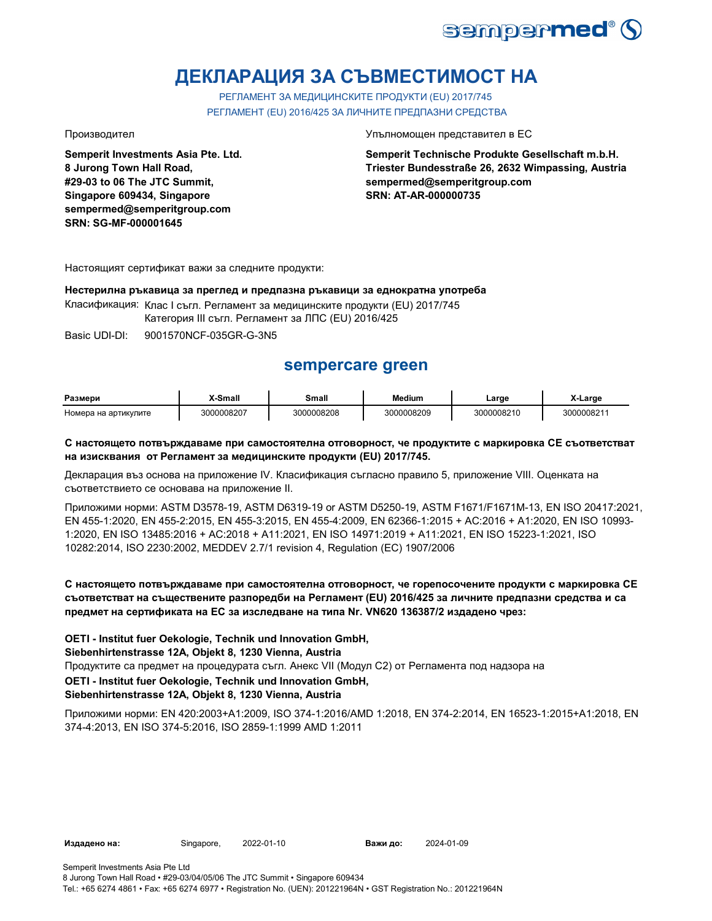# ДЕКЛАРАЦИЯ ЗА СЪВМЕСТИМОСТ НА

РЕГЛАМЕНТ ЗА МЕДИЦИНСКИТЕ ПРОДУКТИ (EU) 2017/745
РЕГЛАМЕНТ (EU) 2016/425 ЗА ЛИЧНИТЕ ПРЕДПАЗНИ СРЕДСТВА

Производител

**Semperit Investments Asia Pte. Ltd.**
**8 Jurong Town Hall Road,**
**#29-03 to 06 The JTC Summit,**
**Singapore 609434, Singapore**
**sempermed@semperitgroup.com**
**SRN: SG-MF-000001645**

Упълномощен представител в ЕС

**Semperit Technische Produkte Gesellschaft m.b.H.**
**Triester Bundesstraße 26, 2632 Wimpassing, Austria**
**sempermed@semperitgroup.com**
**SRN: AT-AR-000000735**

Настоящият сертификат важи за следните продукти:

**Нестерилна ръкавица за преглед и предпазна ръкавици за еднократна употреба**

Класификация: Клас I съгл. Регламент за медицинските продукти (EU) 2017/745
Категория III съгл. Регламент за ЛПС (EU) 2016/425

Basic UDI-DI: 9001570NCF-035GR-G-3N5

## sempercare green

| Размери | X-Small | Small | Medium | Large | X-Large |
|---|---|---|---|---|---|
| Номера на артикулите | 3000008207 | 3000008208 | 3000008209 | 3000008210 | 3000008211 |

**С настоящето потвърждаваме при самостоятелна отговорност, че продуктите с маркировка СЕ съответстват на изисквания от Регламент за медицинските продукти (EU) 2017/745.**

Декларация въз основа на приложение IV. Класификация съгласно правило 5, приложение VIII. Оценката на съответствието се основава на приложение II.

Приложими норми: ASTM D3578-19, ASTM D6319-19 or ASTM D5250-19, ASTM F1671/F1671M-13, EN ISO 20417:2021, EN 455-1:2020, EN 455-2:2015, EN 455-3:2015, EN 455-4:2009, EN 62366-1:2015 + AC:2016 + A1:2020, EN ISO 10993-1:2020, EN ISO 13485:2016 + AC:2018 + A11:2021, EN ISO 14971:2019 + A11:2021, EN ISO 15223-1:2021, ISO 10282:2014, ISO 2230:2002, MEDDEV 2.7/1 revision 4, Regulation (EC) 1907/2006

**С настоящето потвърждаваме при самостоятелна отговорност, че горепосочените продукти с маркировка СЕ съответстват на съществените разпоредби на Регламент (EU) 2016/425 за личните предпазни средства и са предмет на сертификата на ЕС за изследване на типа Nr. VN620 136387/2 издадено чрез:**

**OETI - Institut fuer Oekologie, Technik und Innovation GmbH,**
**Siebenhirtenstrasse 12A, Objekt 8, 1230 Vienna, Austria**
Продуктите са предмет на процедурата съгл. Анекс VII (Модул С2) от Регламента под надзора на
**OETI - Institut fuer Oekologie, Technik und Innovation GmbH,**
**Siebenhirtenstrasse 12A, Objekt 8, 1230 Vienna, Austria**

Приложими норми: EN 420:2003+A1:2009, ISO 374-1:2016/AMD 1:2018, EN 374-2:2014, EN 16523-1:2015+A1:2018, EN 374-4:2013, EN ISO 374-5:2016, ISO 2859-1:1999 AMD 1:2011

**Издадено на:** Singapore, 2022-01-10 **Важи до:** 2024-01-09

Semperit Investments Asia Pte Ltd
8 Jurong Town Hall Road • #29-03/04/05/06 The JTC Summit • Singapore 609434
Tel.: +65 6274 4861 • Fax: +65 6274 6977 • Registration No. (UEN): 201221964N • GST Registration No.: 201221964N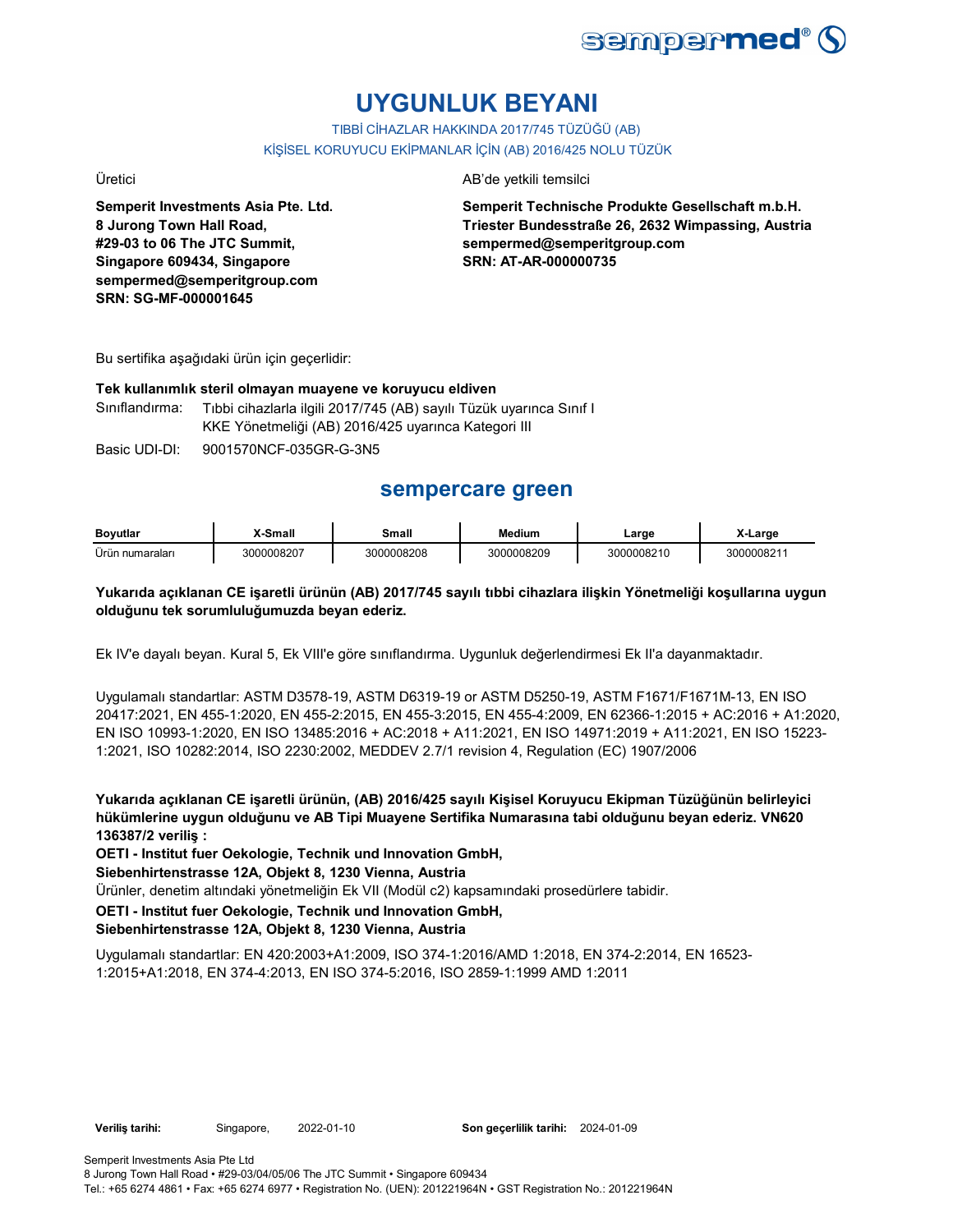# UYGUNLUK BEYANI

TIBBİ CİHAZLAR HAKKINDA 2017/745 TÜZÜĞÜ (AB)

KİŞİSEL KORUYUCU EKİPMANLAR İÇİN (AB) 2016/425 NOLU TÜZÜK

Üretici

**Semperit Investments Asia Pte. Ltd.**
**8 Jurong Town Hall Road,**
**#29-03 to 06 The JTC Summit,**
**Singapore 609434, Singapore**
**sempermed@semperitgroup.com**
**SRN: SG-MF-000001645**

AB'de yetkili temsilci

**Semperit Technische Produkte Gesellschaft m.b.H.**
**Triester Bundesstraße 26, 2632 Wimpassing, Austria**
**sempermed@semperitgroup.com**
**SRN: AT-AR-000000735**

Bu sertifika aşağıdaki ürün için geçerlidir:

**Tek kullanımlık steril olmayan muayene ve koruyucu eldiven**

Sınıflandırma: Tıbbi cihazlarla ilgili 2017/745 (AB) sayılı Tüzük uyarınca Sınıf I
KKE Yönetmeliği (AB) 2016/425 uyarınca Kategori III

Basic UDI-DI: 9001570NCF-035GR-G-3N5

## sempercare green

| Boyutlar | X-Small | Small | Medium | Large | X-Large |
|---|---|---|---|---|---|
| Ürün numaraları | 3000008207 | 3000008208 | 3000008209 | 3000008210 | 3000008211 |

**Yukarıda açıklanan CE işaretli ürünün (AB) 2017/745 sayılı tıbbi cihazlara ilişkin Yönetmeliği koşullarına uygun olduğunu tek sorumluluğumuzda beyan ederiz.**

Ek IV'e dayalı beyan. Kural 5, Ek VIII'e göre sınıflandırma. Uygunluk değerlendirmesi Ek II'a dayanmaktadır.

Uygulamalı standartlar: ASTM D3578-19, ASTM D6319-19 or ASTM D5250-19, ASTM F1671/F1671M-13, EN ISO 20417:2021, EN 455-1:2020, EN 455-2:2015, EN 455-3:2015, EN 455-4:2009, EN 62366-1:2015 + AC:2016 + A1:2020, EN ISO 10993-1:2020, EN ISO 13485:2016 + AC:2018 + A11:2021, EN ISO 14971:2019 + A11:2021, EN ISO 15223-1:2021, ISO 10282:2014, ISO 2230:2002, MEDDEV 2.7/1 revision 4, Regulation (EC) 1907/2006

**Yukarıda açıklanan CE işaretli ürünün, (AB) 2016/425 sayılı Kişisel Koruyucu Ekipman Tüzüğünün belirleyici hükümlerine uygun olduğunu ve AB Tipi Muayene Sertifika Numarasına tabi olduğunu beyan ederiz. VN620 136387/2 veriliş :**

**OETI - Institut fuer Oekologie, Technik und Innovation GmbH,**
**Siebenhirtenstrasse 12A, Objekt 8, 1230 Vienna, Austria**

Ürünler, denetim altındaki yönetmeliğin Ek VII (Modül c2) kapsamındaki prosedürlere tabidir.

**OETI - Institut fuer Oekologie, Technik und Innovation GmbH,**
**Siebenhirtenstrasse 12A, Objekt 8, 1230 Vienna, Austria**

Uygulamalı standartlar: EN 420:2003+A1:2009, ISO 374-1:2016/AMD 1:2018, EN 374-2:2014, EN 16523-1:2015+A1:2018, EN 374-4:2013, EN ISO 374-5:2016, ISO 2859-1:1999 AMD 1:2011

**Veriliş tarihi:** Singapore, 2022-01-10 **Son geçerlilik tarihi:** 2024-01-09

Semperit Investments Asia Pte Ltd
8 Jurong Town Hall Road • #29-03/04/05/06 The JTC Summit • Singapore 609434
Tel.: +65 6274 4861 • Fax: +65 6274 6977 • Registration No. (UEN): 201221964N • GST Registration No.: 201221964N